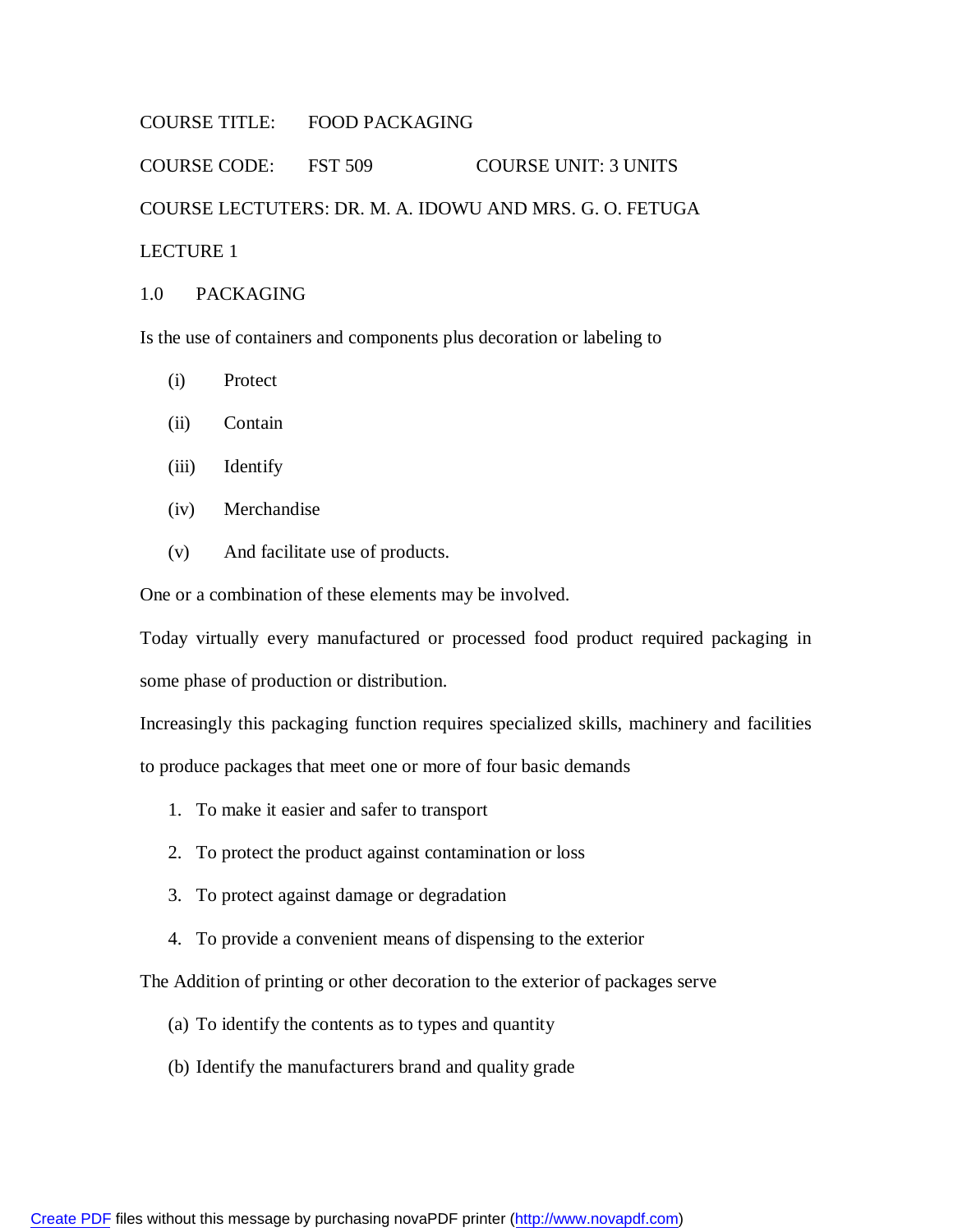COURSE TITLE: FOOD PACKAGING

COURSE CODE: FST 509 COURSE UNIT: 3 UNITS

COURSE LECTUTERS: DR. M. A. IDOWU AND MRS. G. O. FETUGA

LECTURE 1

## 1.0 PACKAGING

Is the use of containers and components plus decoration or labeling to

(i) Protect

(ii) Contain

(iii) Identify

(iv) Merchandise

(v) And facilitate use of products.

One or a combination of these elements may be involved.

Today virtually every manufactured or processed food product required packaging in some phase of production or distribution.

Increasingly this packaging function requires specialized skills, machinery and facilities to produce packages that meet one or more of four basic demands

1. To make it easier and safer to transport
2. To protect the product against contamination or loss
3. To protect against damage or degradation
4. To provide a convenient means of dispensing to the exterior

The Addition of printing or other decoration to the exterior of packages serve

(a) To identify the contents as to types and quantity

(b) Identify the manufacturers brand and quality grade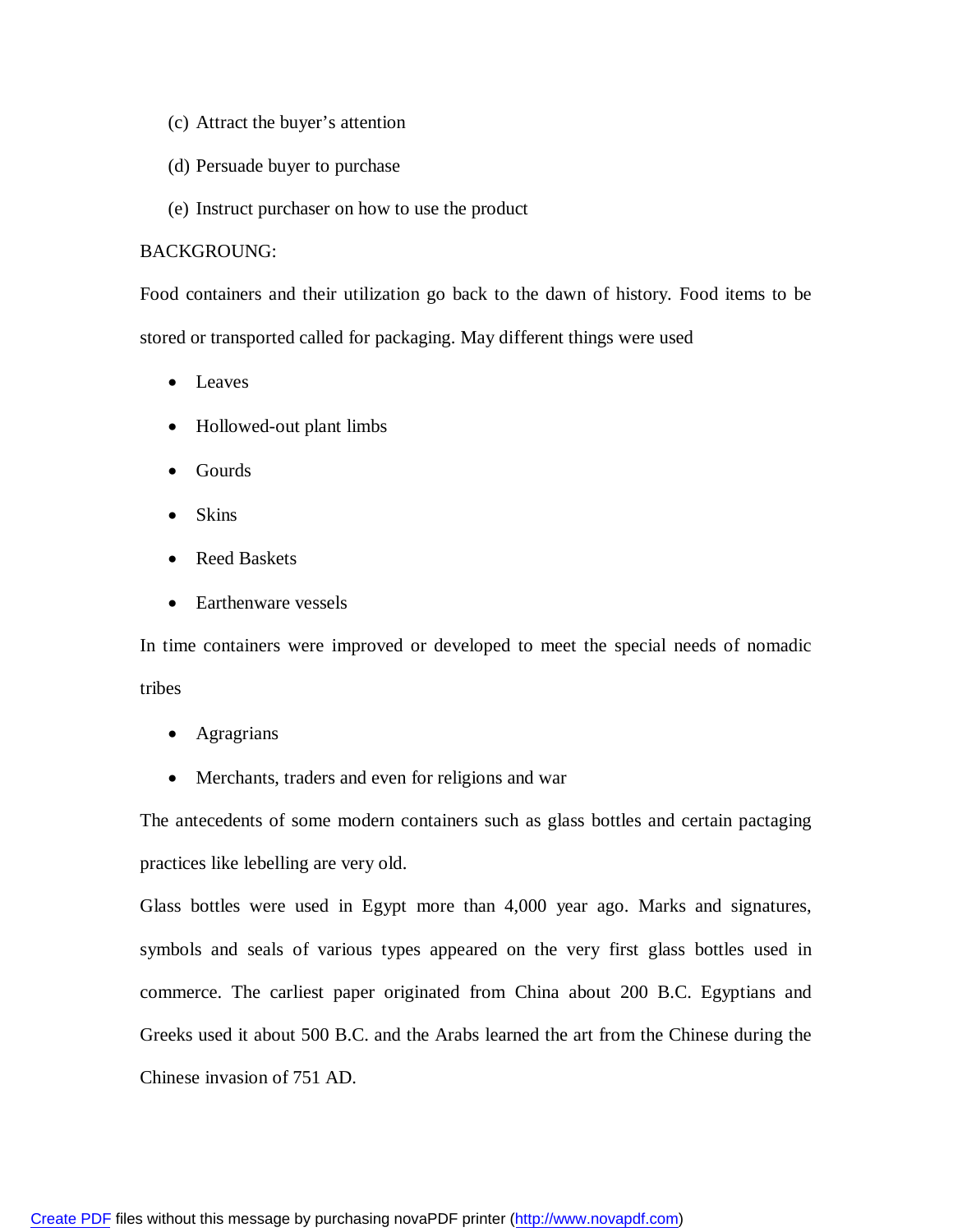(c) Attract the buyer's attention

(d) Persuade buyer to purchase

(e) Instruct purchaser on how to use the product

BACKGROUNG:

Food containers and their utilization go back to the dawn of history. Food items to be stored or transported called for packaging. May different things were used

- Leaves
- Hollowed-out plant limbs
- Gourds
- Skins
- Reed Baskets
- Earthenware vessels

In time containers were improved or developed to meet the special needs of nomadic tribes

- Agragrians
- Merchants, traders and even for religions and war

The antecedents of some modern containers such as glass bottles and certain pactaging practices like lebelling are very old.

Glass bottles were used in Egypt more than 4,000 year ago. Marks and signatures, symbols and seals of various types appeared on the very first glass bottles used in commerce. The carliest paper originated from China about 200 B.C. Egyptians and Greeks used it about 500 B.C. and the Arabs learned the art from the Chinese during the Chinese invasion of 751 AD.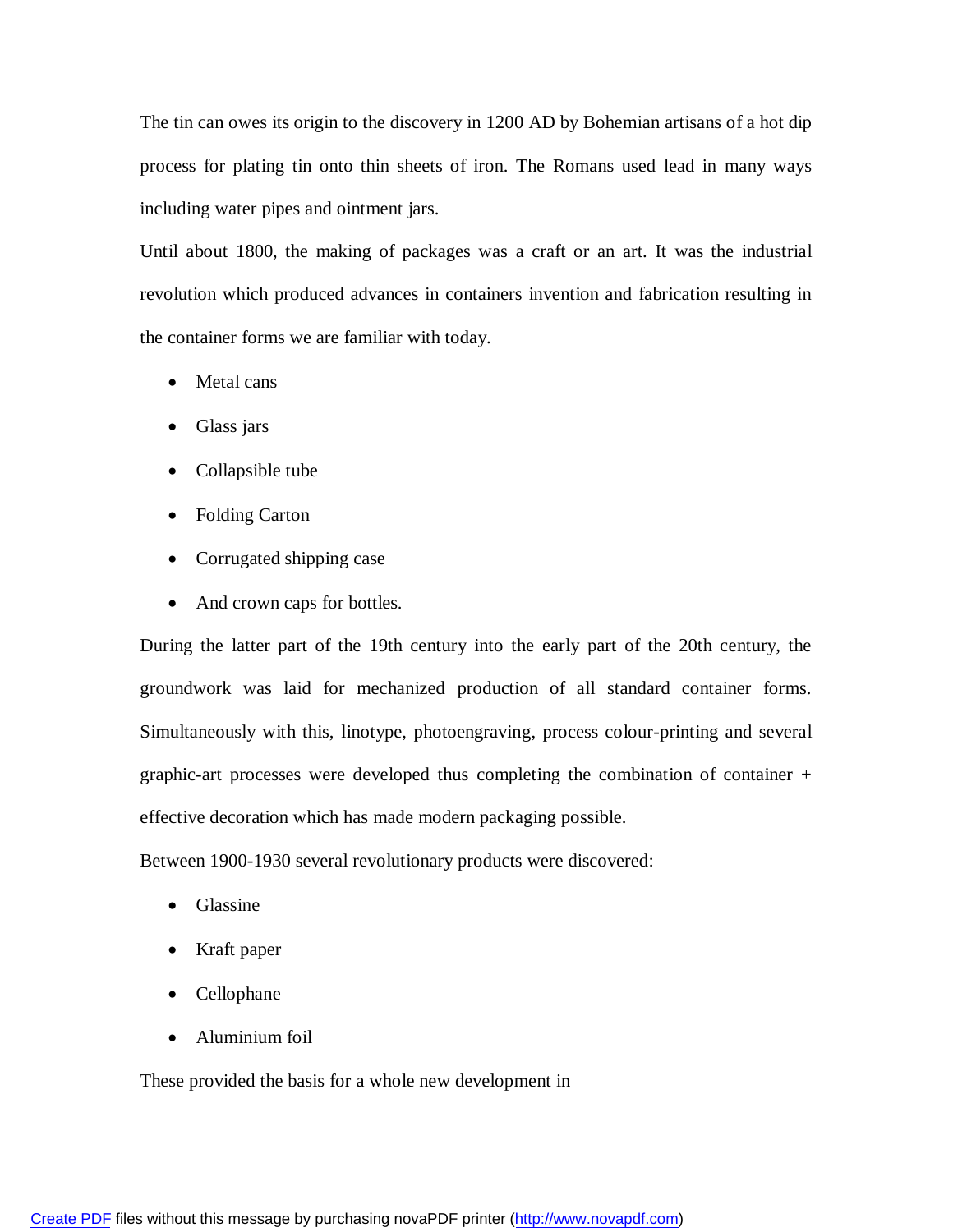The tin can owes its origin to the discovery in 1200 AD by Bohemian artisans of a hot dip process for plating tin onto thin sheets of iron. The Romans used lead in many ways including water pipes and ointment jars.

Until about 1800, the making of packages was a craft or an art. It was the industrial revolution which produced advances in containers invention and fabrication resulting in the container forms we are familiar with today.

- Metal cans
- Glass jars
- Collapsible tube
- Folding Carton
- Corrugated shipping case
- And crown caps for bottles.

During the latter part of the 19th century into the early part of the 20th century, the groundwork was laid for mechanized production of all standard container forms. Simultaneously with this, linotype, photoengraving, process colour-printing and several graphic-art processes were developed thus completing the combination of container + effective decoration which has made modern packaging possible.

Between 1900-1930 several revolutionary products were discovered:

- Glassine
- Kraft paper
- Cellophane
- Aluminium foil

These provided the basis for a whole new development in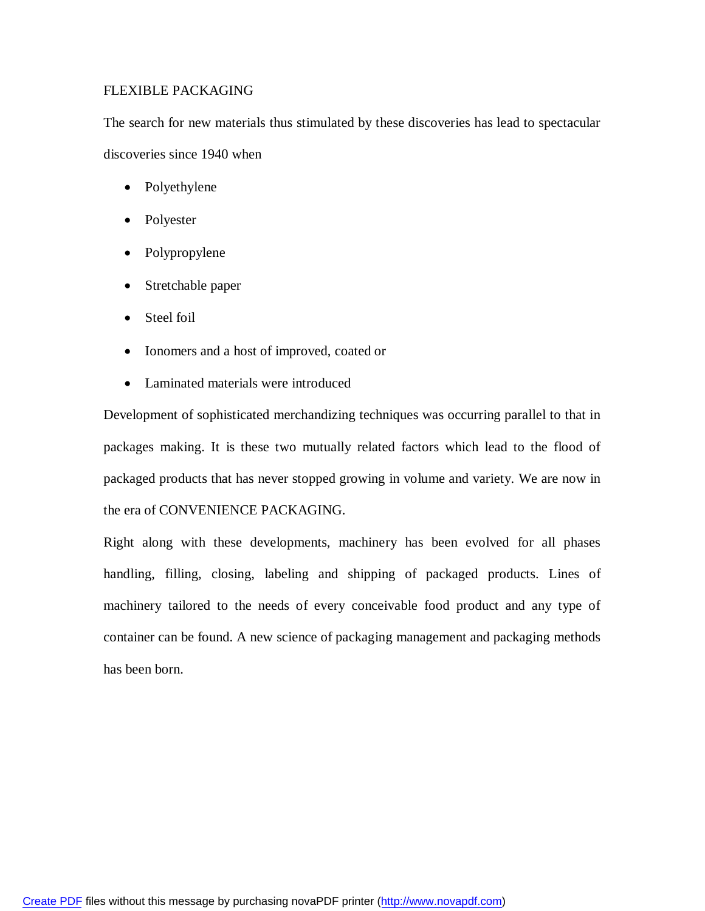# FLEXIBLE PACKAGING

The search for new materials thus stimulated by these discoveries has lead to spectacular discoveries since 1940 when

- Polyethylene
- Polyester
- Polypropylene
- Stretchable paper
- Steel foil
- Ionomers and a host of improved, coated or
- Laminated materials were introduced

Development of sophisticated merchandizing techniques was occurring parallel to that in packages making. It is these two mutually related factors which lead to the flood of packaged products that has never stopped growing in volume and variety. We are now in the era of CONVENIENCE PACKAGING.

Right along with these developments, machinery has been evolved for all phases handling, filling, closing, labeling and shipping of packaged products. Lines of machinery tailored to the needs of every conceivable food product and any type of container can be found. A new science of packaging management and packaging methods has been born.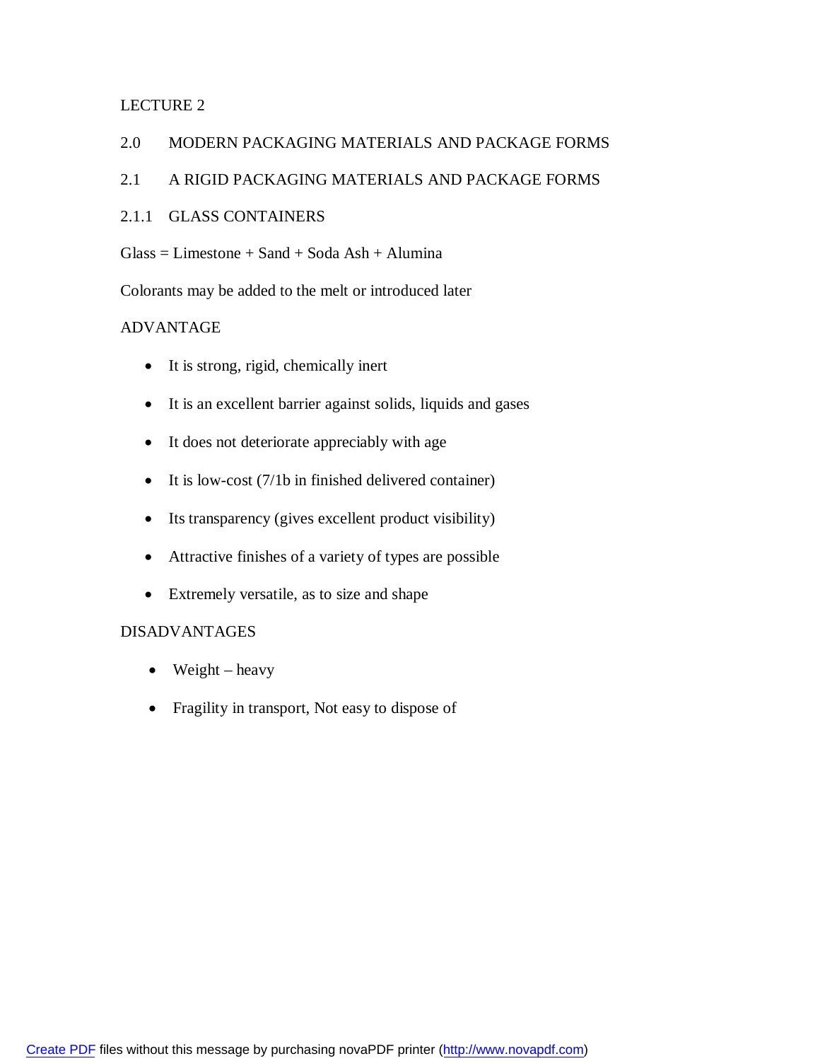LECTURE 2

# 2.0 MODERN PACKAGING MATERIALS AND PACKAGE FORMS

## 2.1 A RIGID PACKAGING MATERIALS AND PACKAGE FORMS

### 2.1.1 GLASS CONTAINERS

Glass = Limestone + Sand + Soda Ash + Alumina

Colorants may be added to the melt or introduced later

ADVANTAGE

- It is strong, rigid, chemically inert
- It is an excellent barrier against solids, liquids and gases
- It does not deteriorate appreciably with age
- It is low-cost (7/1b in finished delivered container)
- Its transparency (gives excellent product visibility)
- Attractive finishes of a variety of types are possible
- Extremely versatile, as to size and shape

DISADVANTAGES

- Weight – heavy
- Fragility in transport, Not easy to dispose of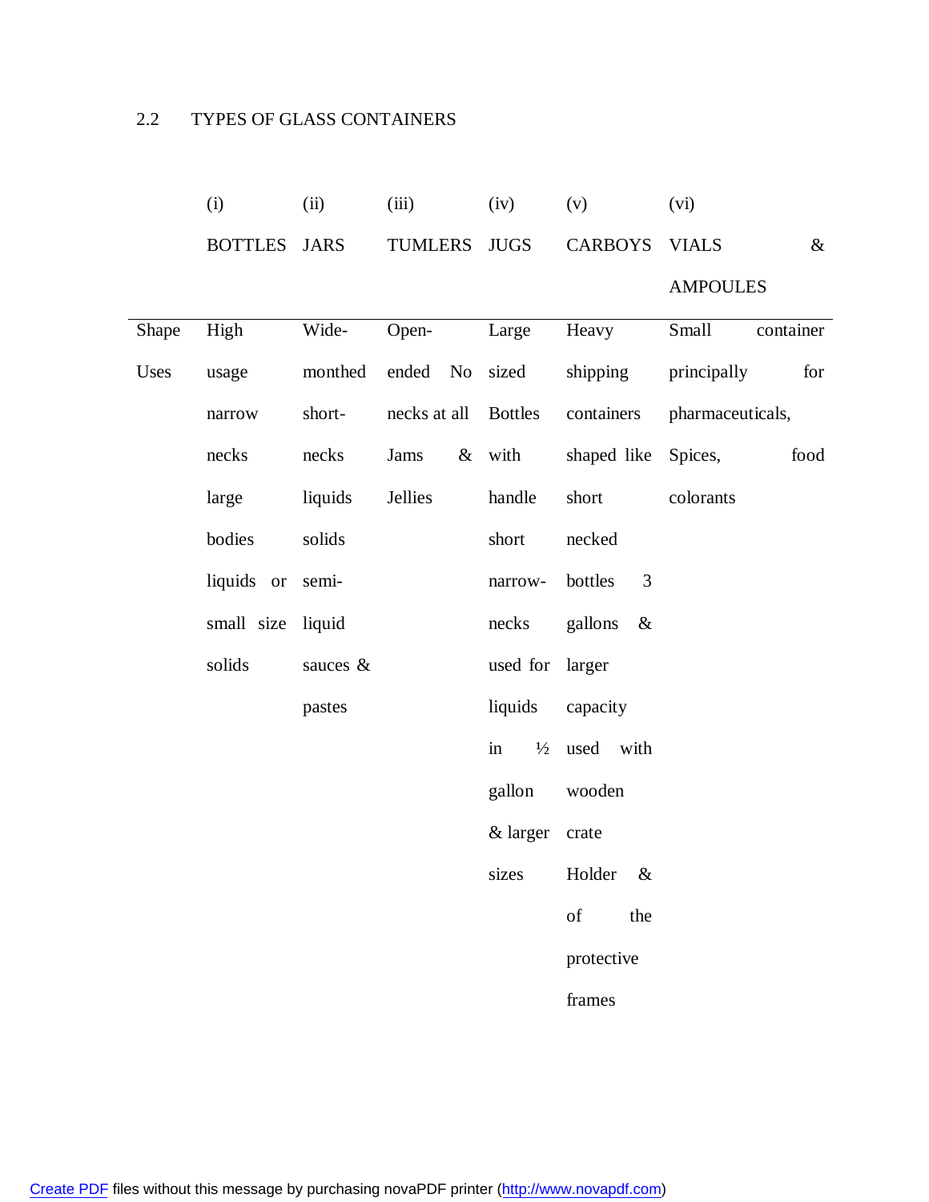## 2.2 TYPES OF GLASS CONTAINERS

| | (i) BOTTLES | (ii) JARS | (iii) TUMLERS | (iv) JUGS | (v) CARBOYS | (vi) VIALS & AMPOULES |
|---|---|---|---|---|---|---|
| Shape Uses | High usage narrow necks large bodies liquids or small size solids | Wide-monthed short-necks liquids solids semi-liquid sauces & pastes | Open-ended No necks at all Jams & Jellies | Large sized Bottles with handle short narrow-necks used for liquids in ½ gallon & larger sizes | Heavy shipping containers shaped like short necked bottles 3 gallons & larger capacity used with wooden crate Holder & of the protective frames | Small container principally for pharmaceuticals, Spices, food colorants |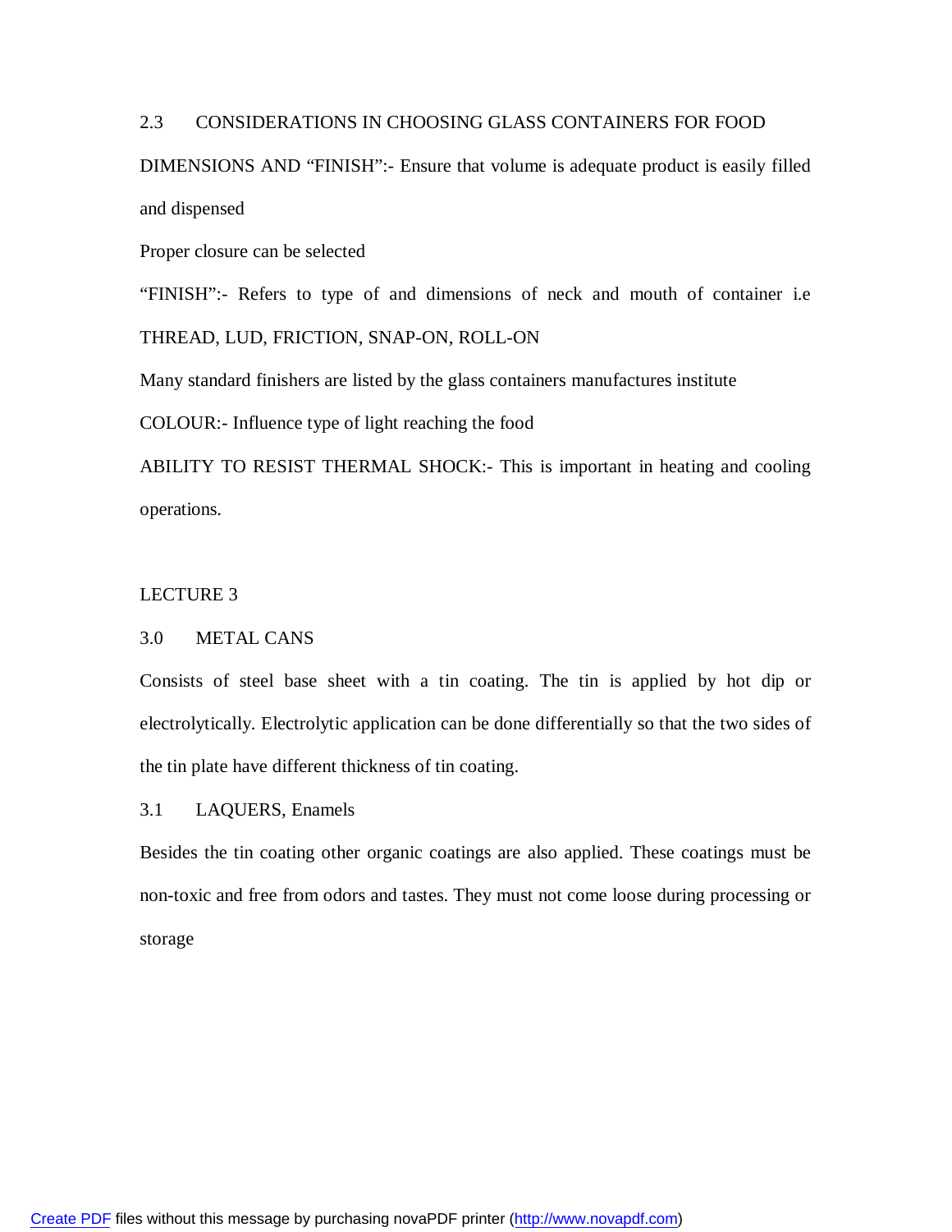## 2.3 CONSIDERATIONS IN CHOOSING GLASS CONTAINERS FOR FOOD

DIMENSIONS AND “FINISH”:- Ensure that volume is adequate product is easily filled and dispensed

Proper closure can be selected

“FINISH”:- Refers to type of and dimensions of neck and mouth of container i.e THREAD, LUD, FRICTION, SNAP-ON, ROLL-ON

Many standard finishers are listed by the glass containers manufactures institute

COLOUR:- Influence type of light reaching the food

ABILITY TO RESIST THERMAL SHOCK:- This is important in heating and cooling operations.

# LECTURE 3

## 3.0 METAL CANS

Consists of steel base sheet with a tin coating. The tin is applied by hot dip or electrolytically. Electrolytic application can be done differentially so that the two sides of the tin plate have different thickness of tin coating.

## 3.1 LAQUERS, Enamels

Besides the tin coating other organic coatings are also applied. These coatings must be non-toxic and free from odors and tastes. They must not come loose during processing or storage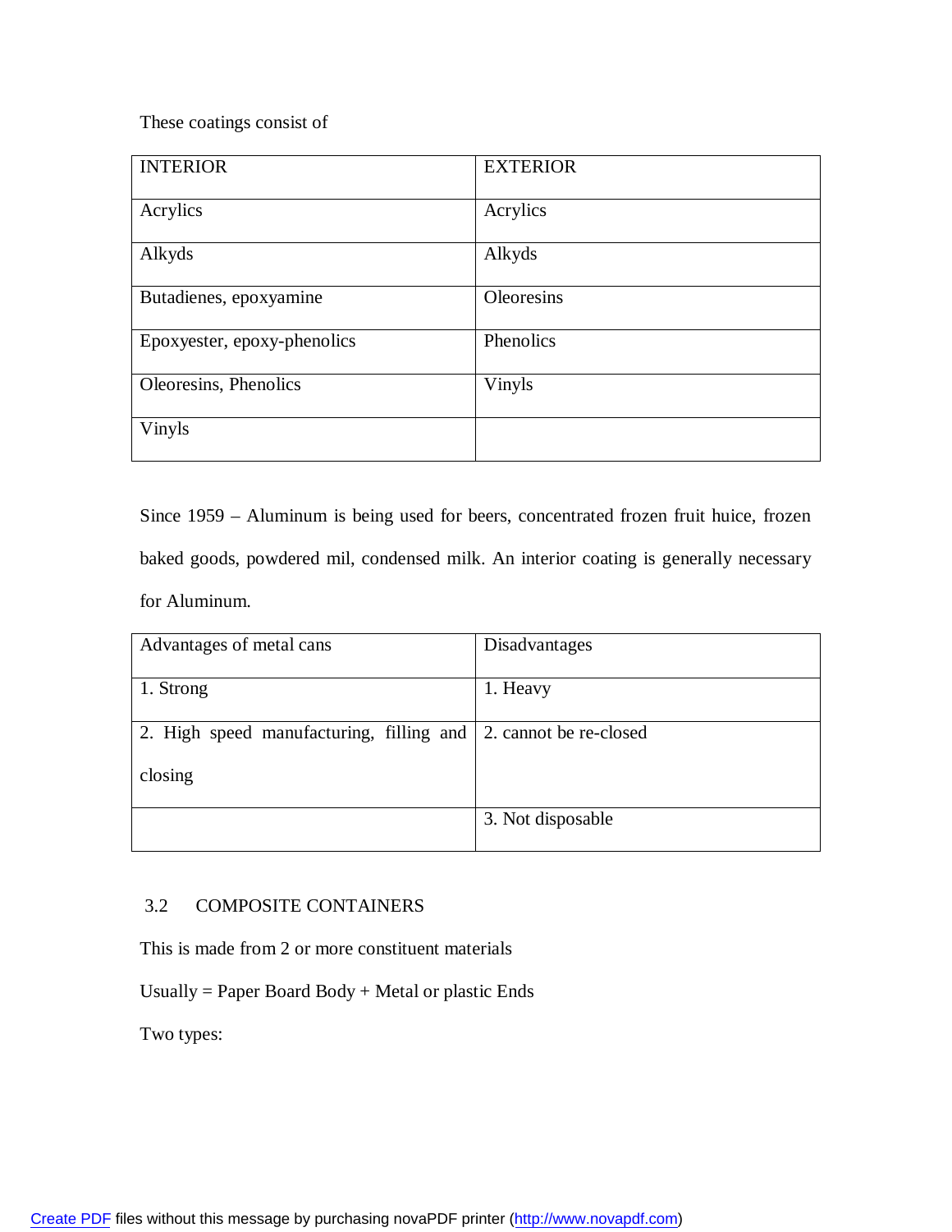These coatings consist of

| INTERIOR | EXTERIOR |
|---|---|
| Acrylics | Acrylics |
| Alkyds | Alkyds |
| Butadienes, epoxyamine | Oleoresins |
| Epoxyester, epoxy-phenolics | Phenolics |
| Oleoresins, Phenolics | Vinyls |
| Vinyls | |

Since 1959 – Aluminum is being used for beers, concentrated frozen fruit huice, frozen baked goods, powdered mil, condensed milk. An interior coating is generally necessary for Aluminum.

| Advantages of metal cans | Disadvantages |
|---|---|
| 1. Strong | 1. Heavy |
| 2. High speed manufacturing, filling and closing | 2. cannot be re-closed |
| | 3. Not disposable |

## 3.2 COMPOSITE CONTAINERS

This is made from 2 or more constituent materials

Usually = Paper Board Body + Metal or plastic Ends

Two types: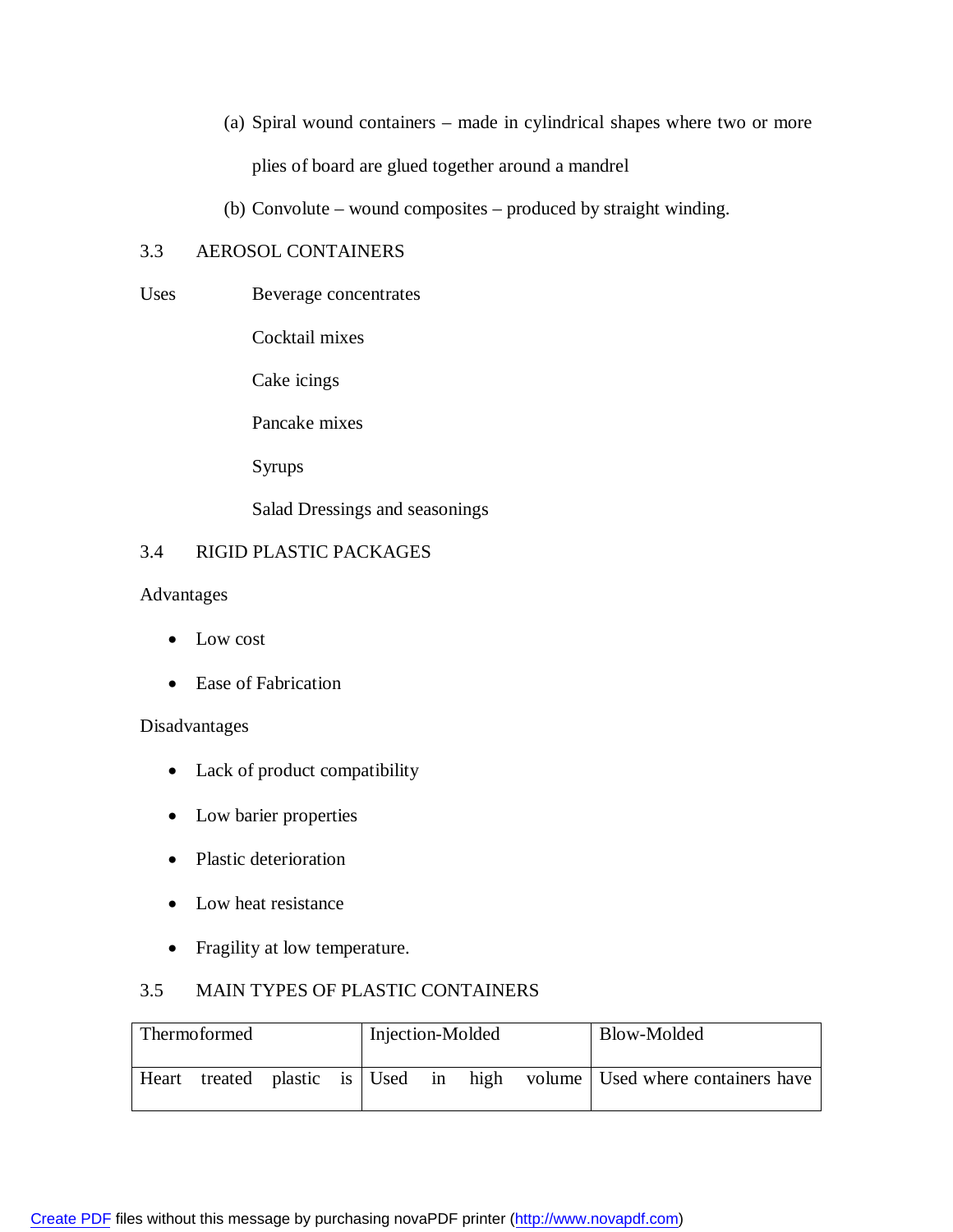(a) Spiral wound containers – made in cylindrical shapes where two or more plies of board are glued together around a mandrel

(b) Convolute – wound composites – produced by straight winding.

### 3.3 AEROSOL CONTAINERS

Uses

- Beverage concentrates
- Cocktail mixes
- Cake icings
- Pancake mixes
- Syrups
- Salad Dressings and seasonings

### 3.4 RIGID PLASTIC PACKAGES

Advantages

- Low cost
- Ease of Fabrication

Disadvantages

- Lack of product compatibility
- Low barier properties
- Plastic deterioration
- Low heat resistance
- Fragility at low temperature.

### 3.5 MAIN TYPES OF PLASTIC CONTAINERS

| Thermoformed | Injection-Molded | Blow-Molded |
|---|---|---|
| Heart treated plastic is | Used in high volume | Used where containers have |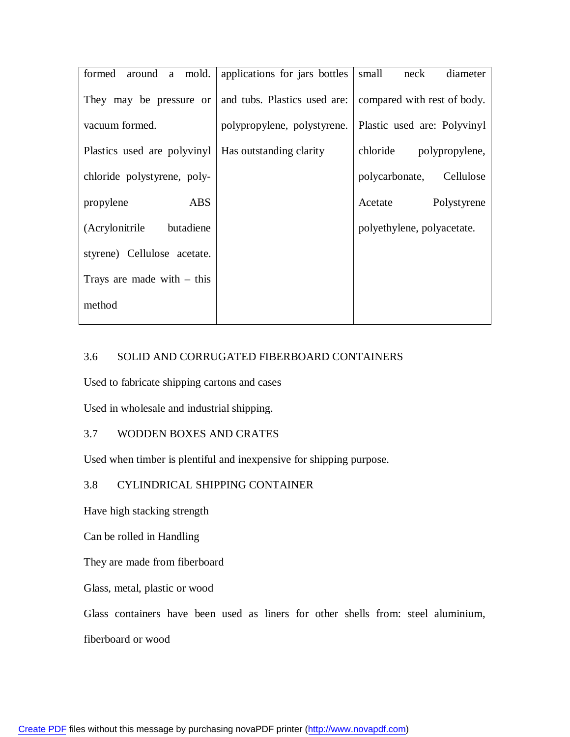| | | |
|---|---|---|
| formed around a mold. They may be pressure or vacuum formed. Plastics used are polyvinyl chloride polystyrene, poly-propylene ABS (Acrylonitrile butadiene styrene) Cellulose acetate. Trays are made with – this method | applications for jars bottles and tubs. Plastics used are: polypropylene, polystyrene. Has outstanding clarity | small neck diameter compared with rest of body. Plastic used are: Polyvinyl chloride polypropylene, polycarbonate, Cellulose Acetate Polystyrene polyethylene, polyacetate. |

3.6 SOLID AND CORRUGATED FIBERBOARD CONTAINERS

Used to fabricate shipping cartons and cases

Used in wholesale and industrial shipping.

3.7 WODDEN BOXES AND CRATES

Used when timber is plentiful and inexpensive for shipping purpose.

3.8 CYLINDRICAL SHIPPING CONTAINER

Have high stacking strength

Can be rolled in Handling

They are made from fiberboard

Glass, metal, plastic or wood

Glass containers have been used as liners for other shells from: steel aluminium, fiberboard or wood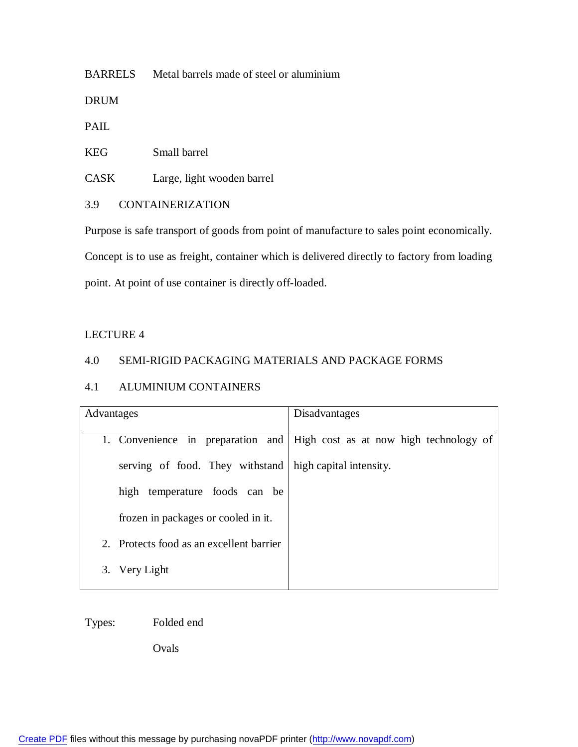BARRELS Metal barrels made of steel or aluminium

DRUM

PAIL

KEG Small barrel

CASK Large, light wooden barrel

## 3.9 CONTAINERIZATION

Purpose is safe transport of goods from point of manufacture to sales point economically. Concept is to use as freight, container which is delivered directly to factory from loading point. At point of use container is directly off-loaded.

# LECTURE 4

## 4.0 SEMI-RIGID PACKAGING MATERIALS AND PACKAGE FORMS

### 4.1 ALUMINIUM CONTAINERS

| Advantages | Disadvantages |
| --- | --- |
| 1. Convenience in preparation and serving of food. They withstand high temperature foods can be frozen in packages or cooled in it.<br>2. Protects food as an excellent barrier<br>3. Very Light | High cost as at now high technology of high capital intensity. |

Types: Folded end

Ovals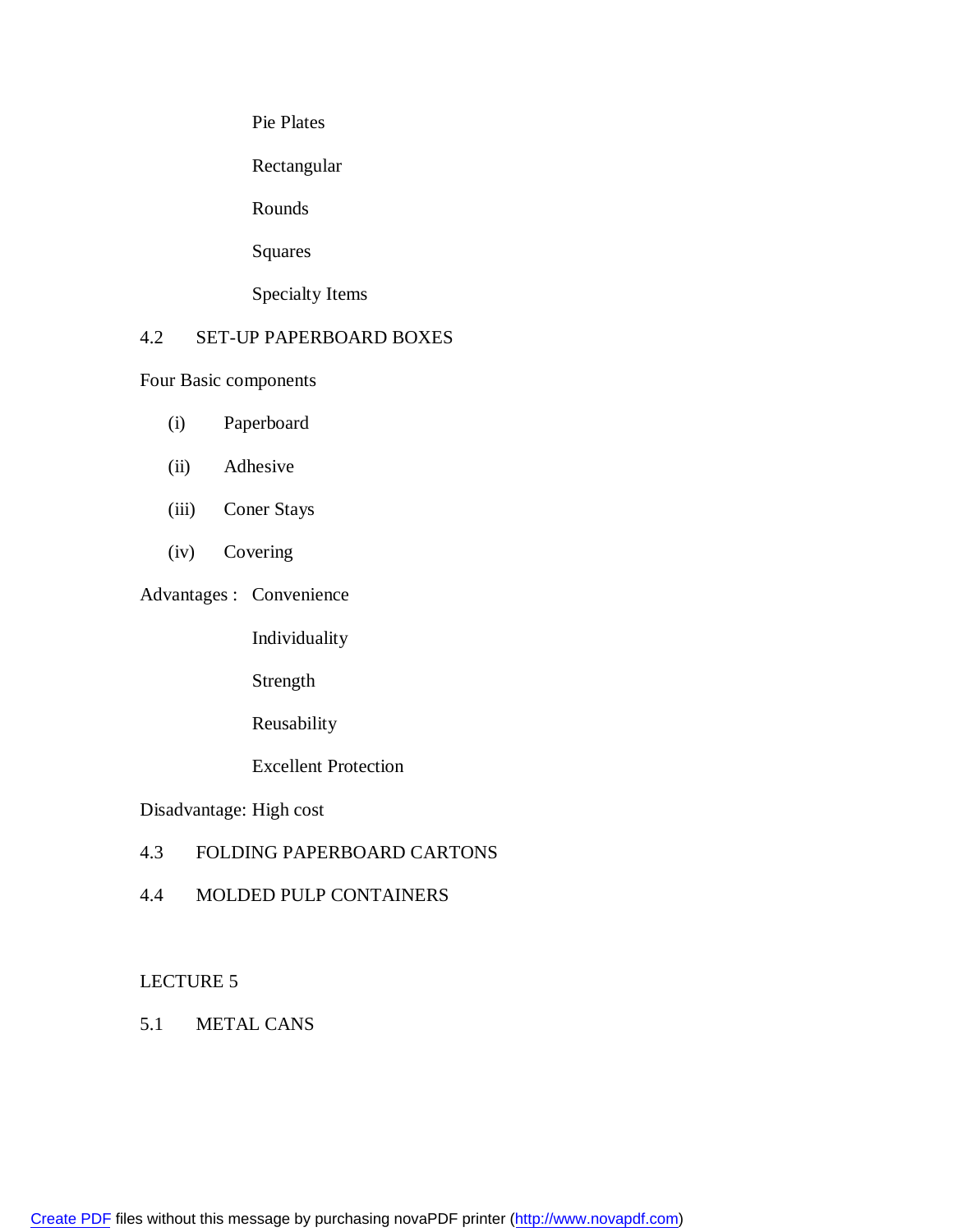Pie Plates

Rectangular

Rounds

Squares

Specialty Items

## 4.2 SET-UP PAPERBOARD BOXES

Four Basic components

(i) Paperboard

(ii) Adhesive

(iii) Coner Stays

(iv) Covering

Advantages : Convenience

Individuality

Strength

Reusability

Excellent Protection

Disadvantage: High cost

## 4.3 FOLDING PAPERBOARD CARTONS

## 4.4 MOLDED PULP CONTAINERS

# LECTURE 5

## 5.1 METAL CANS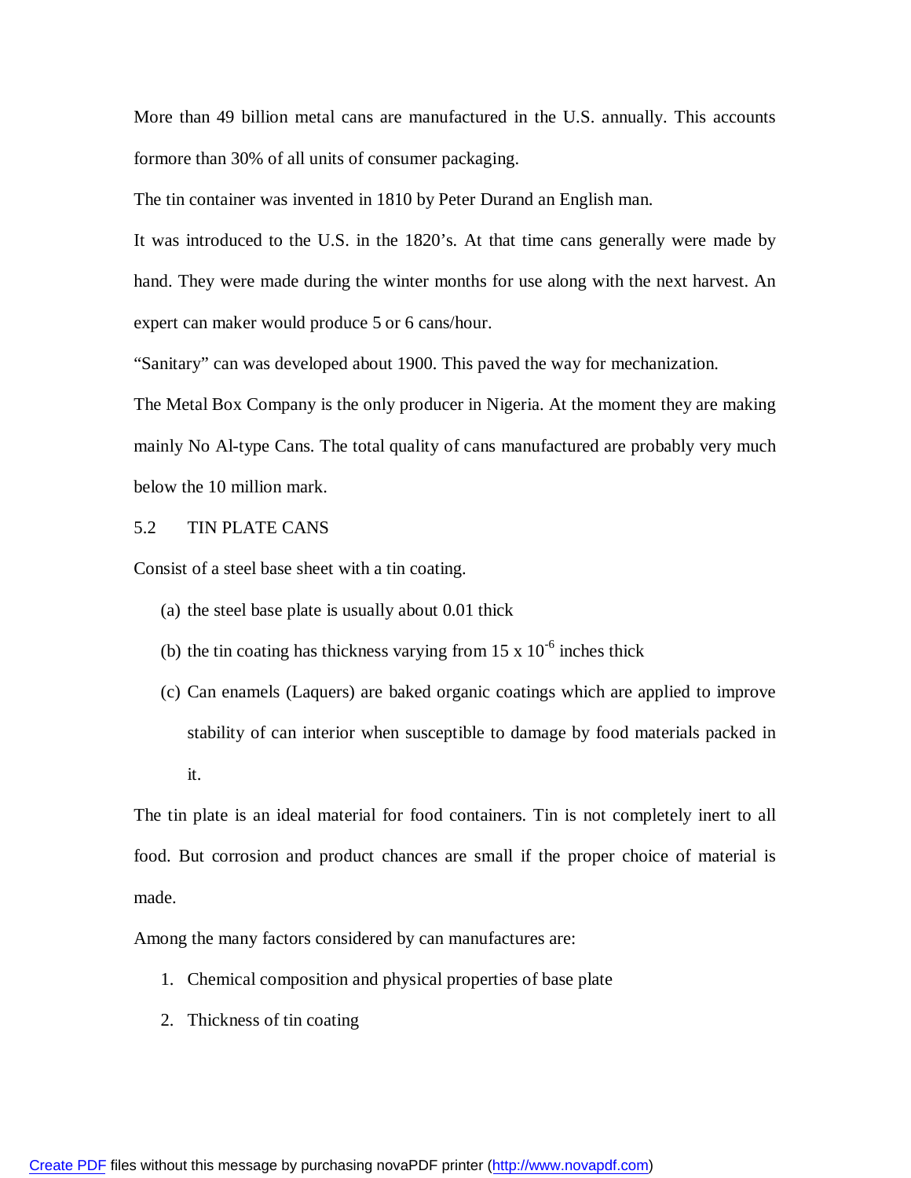More than 49 billion metal cans are manufactured in the U.S. annually. This accounts formore than 30% of all units of consumer packaging.

The tin container was invented in 1810 by Peter Durand an English man.

It was introduced to the U.S. in the 1820's. At that time cans generally were made by hand. They were made during the winter months for use along with the next harvest. An expert can maker would produce 5 or 6 cans/hour.

"Sanitary" can was developed about 1900. This paved the way for mechanization.

The Metal Box Company is the only producer in Nigeria. At the moment they are making mainly No Al-type Cans. The total quality of cans manufactured are probably very much below the 10 million mark.

## 5.2 TIN PLATE CANS

Consist of a steel base sheet with a tin coating.

(a) the steel base plate is usually about 0.01 thick

(b) the tin coating has thickness varying from $15 \times 10^{-6}$ inches thick

(c) Can enamels (Laquers) are baked organic coatings which are applied to improve stability of can interior when susceptible to damage by food materials packed in it.

The tin plate is an ideal material for food containers. Tin is not completely inert to all food. But corrosion and product chances are small if the proper choice of material is made.

Among the many factors considered by can manufactures are:

1. Chemical composition and physical properties of base plate
2. Thickness of tin coating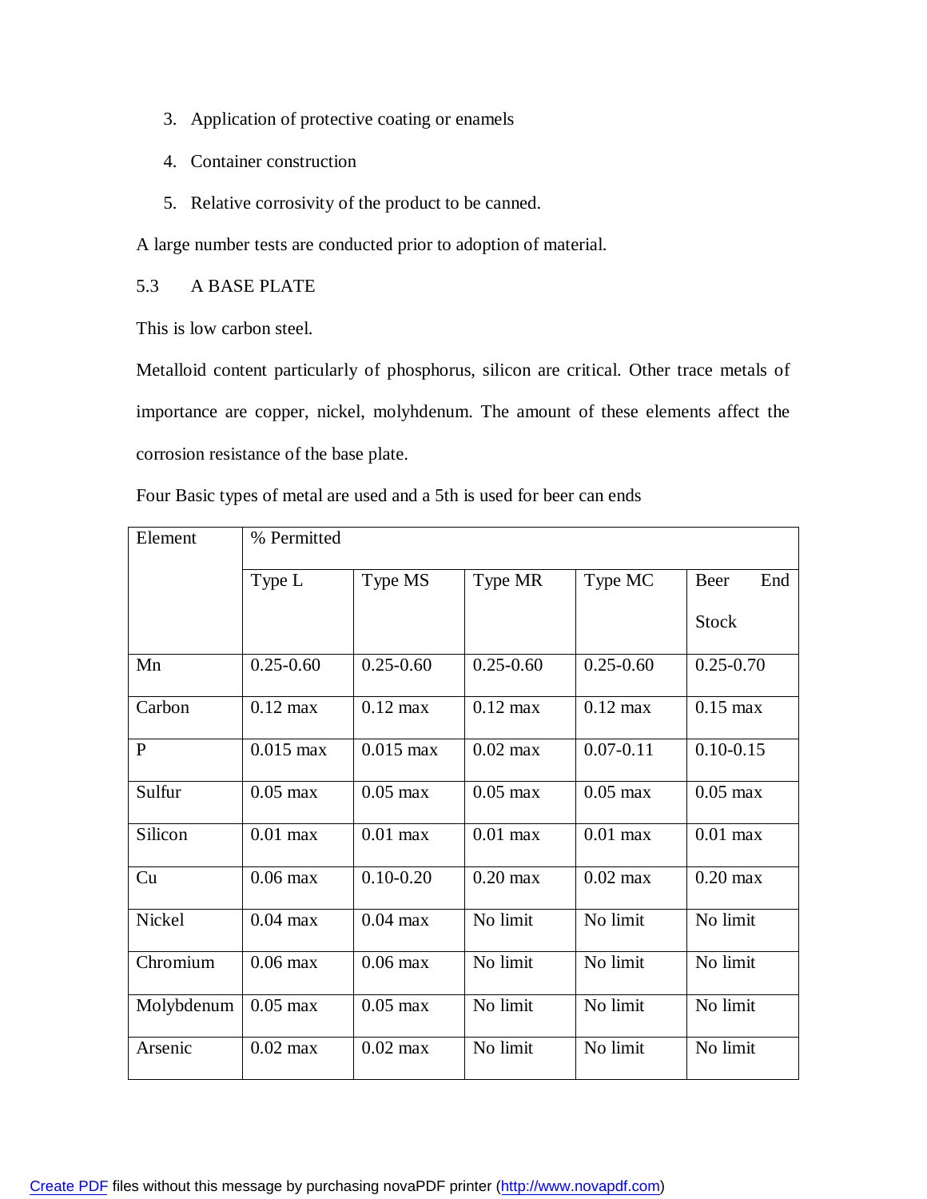3. Application of protective coating or enamels
4. Container construction
5. Relative corrosivity of the product to be canned.

A large number tests are conducted prior to adoption of material.

## 5.3 A BASE PLATE

This is low carbon steel.

Metalloid content particularly of phosphorus, silicon are critical. Other trace metals of importance are copper, nickel, molyhdenum. The amount of these elements affect the corrosion resistance of the base plate.

Four Basic types of metal are used and a 5th is used for beer can ends

| Element | % Permitted | | | | |
|---|---|---|---|---|---|
| | Type L | Type MS | Type MR | Type MC | Beer End Stock |
| Mn | 0.25-0.60 | 0.25-0.60 | 0.25-0.60 | 0.25-0.60 | 0.25-0.70 |
| Carbon | 0.12 max | 0.12 max | 0.12 max | 0.12 max | 0.15 max |
| P | 0.015 max | 0.015 max | 0.02 max | 0.07-0.11 | 0.10-0.15 |
| Sulfur | 0.05 max | 0.05 max | 0.05 max | 0.05 max | 0.05 max |
| Silicon | 0.01 max | 0.01 max | 0.01 max | 0.01 max | 0.01 max |
| Cu | 0.06 max | 0.10-0.20 | 0.20 max | 0.02 max | 0.20 max |
| Nickel | 0.04 max | 0.04 max | No limit | No limit | No limit |
| Chromium | 0.06 max | 0.06 max | No limit | No limit | No limit |
| Molybdenum | 0.05 max | 0.05 max | No limit | No limit | No limit |
| Arsenic | 0.02 max | 0.02 max | No limit | No limit | No limit |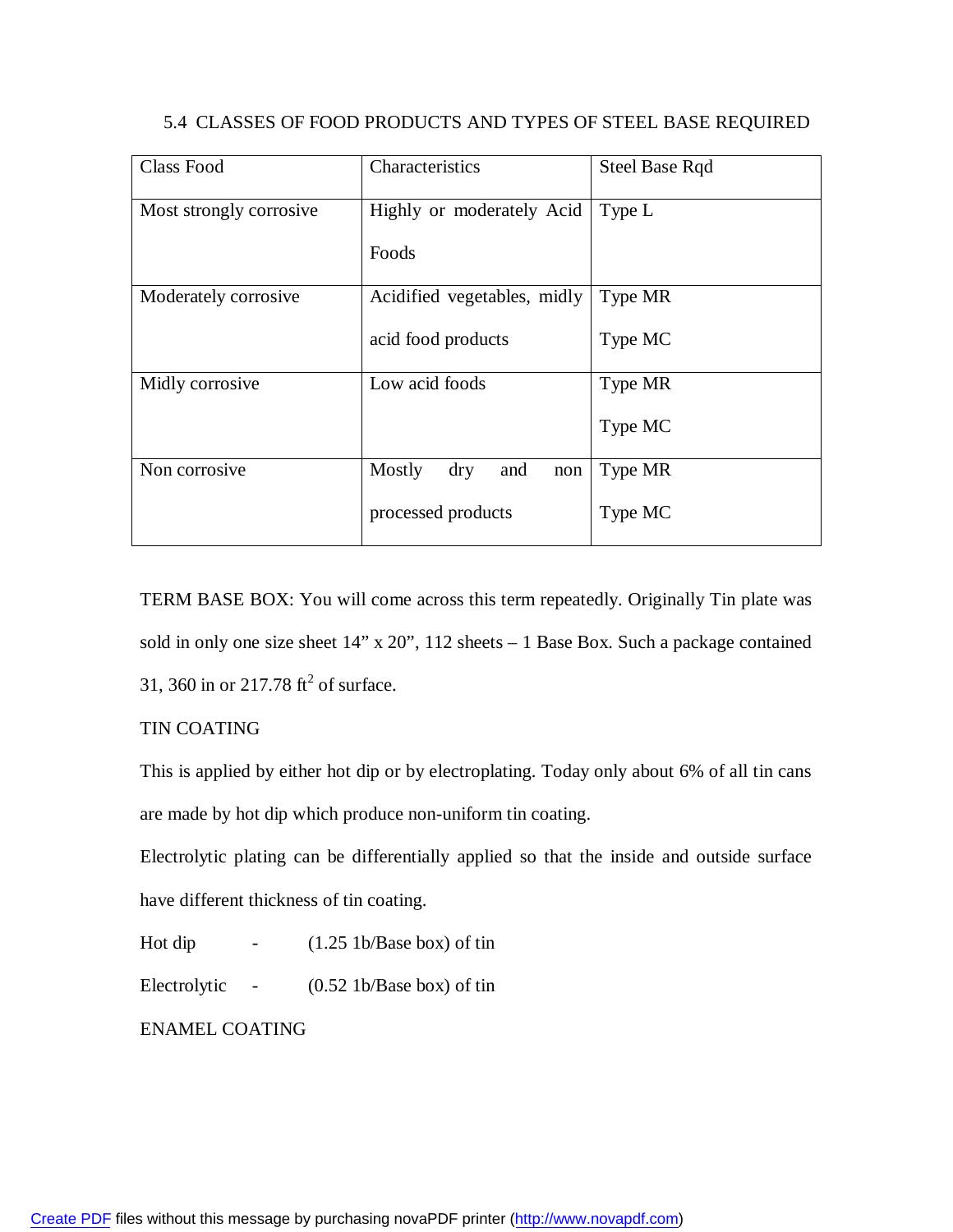## 5.4 CLASSES OF FOOD PRODUCTS AND TYPES OF STEEL BASE REQUIRED

| Class Food | Characteristics | Steel Base Rqd |
|---|---|---|
| Most strongly corrosive | Highly or moderately Acid Foods | Type L |
| Moderately corrosive | Acidified vegetables, midly acid food products | Type MR<br>Type MC |
| Midly corrosive | Low acid foods | Type MR<br>Type MC |
| Non corrosive | Mostly dry and non processed products | Type MR<br>Type MC |

TERM BASE BOX: You will come across this term repeatedly. Originally Tin plate was sold in only one size sheet 14" x 20", 112 sheets – 1 Base Box. Such a package contained 31, 360 in or 217.78 $ft^2$ of surface.

TIN COATING

This is applied by either hot dip or by electroplating. Today only about 6% of all tin cans are made by hot dip which produce non-uniform tin coating.

Electrolytic plating can be differentially applied so that the inside and outside surface have different thickness of tin coating.

Hot dip - (1.25 1b/Base box) of tin

Electrolytic - (0.52 1b/Base box) of tin

ENAMEL COATING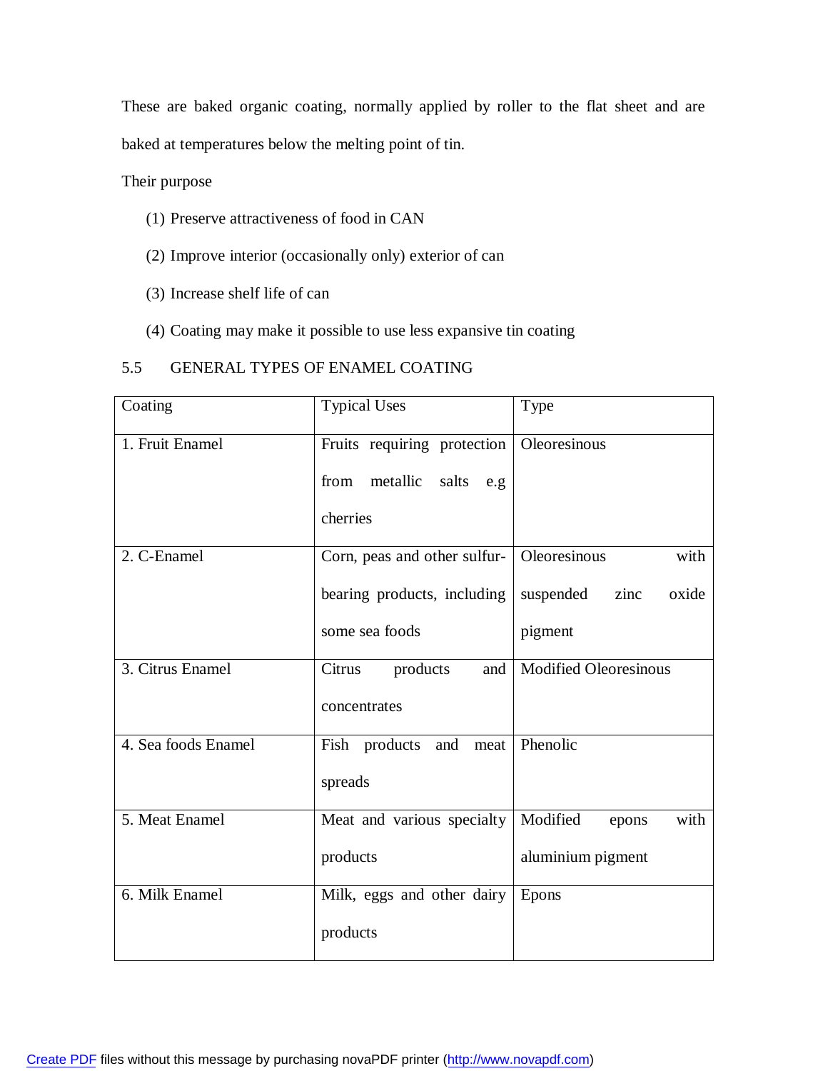These are baked organic coating, normally applied by roller to the flat sheet and are baked at temperatures below the melting point of tin.

Their purpose

(1) Preserve attractiveness of food in CAN

(2) Improve interior (occasionally only) exterior of can

(3) Increase shelf life of can

(4) Coating may make it possible to use less expansive tin coating

## 5.5 GENERAL TYPES OF ENAMEL COATING

| Coating | Typical Uses | Type |
|---|---|---|
| 1. Fruit Enamel | Fruits requiring protection from metallic salts e.g cherries | Oleoresinous |
| 2. C-Enamel | Corn, peas and other sulfur-bearing products, including some sea foods | Oleoresinous with suspended zinc oxide pigment |
| 3. Citrus Enamel | Citrus products and concentrates | Modified Oleoresinous |
| 4. Sea foods Enamel | Fish products and meat spreads | Phenolic |
| 5. Meat Enamel | Meat and various specialty products | Modified epons with aluminium pigment |
| 6. Milk Enamel | Milk, eggs and other dairy products | Epons |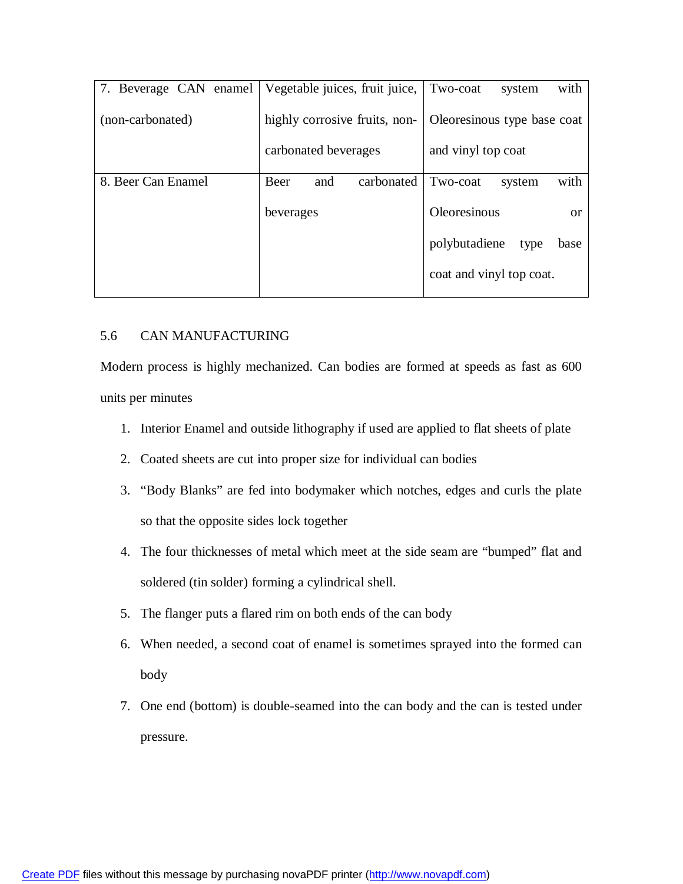| 7. Beverage CAN enamel (non-carbonated) | Vegetable juices, fruit juice, highly corrosive fruits, non-carbonated beverages | Two-coat system with Oleoresinous type base coat and vinyl top coat |
|---|---|---|
| 8. Beer Can Enamel | Beer and carbonated beverages | Two-coat system with Oleoresinous or polybutadiene type base coat and vinyl top coat. |

## 5.6 CAN MANUFACTURING

Modern process is highly mechanized. Can bodies are formed at speeds as fast as 600 units per minutes

1. Interior Enamel and outside lithography if used are applied to flat sheets of plate
2. Coated sheets are cut into proper size for individual can bodies
3. "Body Blanks" are fed into bodymaker which notches, edges and curls the plate so that the opposite sides lock together
4. The four thicknesses of metal which meet at the side seam are "bumped" flat and soldered (tin solder) forming a cylindrical shell.
5. The flanger puts a flared rim on both ends of the can body
6. When needed, a second coat of enamel is sometimes sprayed into the formed can body
7. One end (bottom) is double-seamed into the can body and the can is tested under pressure.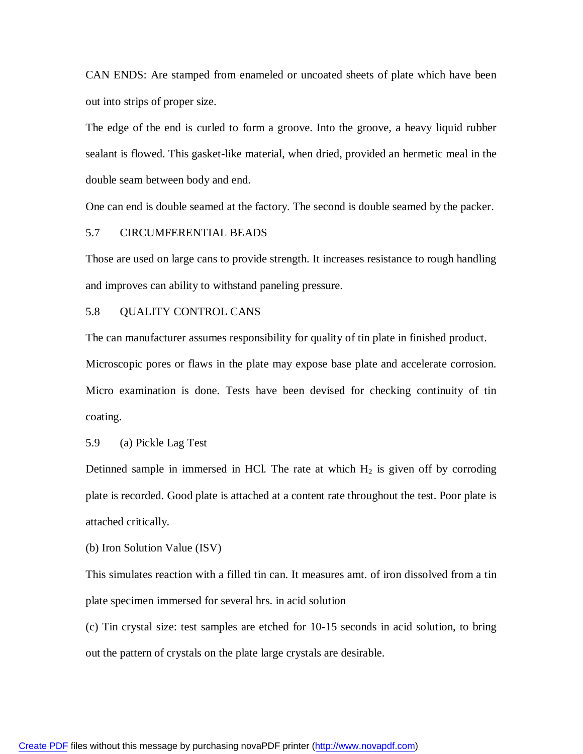CAN ENDS: Are stamped from enameled or uncoated sheets of plate which have been out into strips of proper size.

The edge of the end is curled to form a groove. Into the groove, a heavy liquid rubber sealant is flowed. This gasket-like material, when dried, provided an hermetic meal in the double seam between body and end.

One can end is double seamed at the factory. The second is double seamed by the packer.

## 5.7 CIRCUMFERENTIAL BEADS

Those are used on large cans to provide strength. It increases resistance to rough handling and improves can ability to withstand paneling pressure.

## 5.8 QUALITY CONTROL CANS

The can manufacturer assumes responsibility for quality of tin plate in finished product.

Microscopic pores or flaws in the plate may expose base plate and accelerate corrosion. Micro examination is done. Tests have been devised for checking continuity of tin coating.

## 5.9 (a) Pickle Lag Test

Detinned sample in immersed in HCl. The rate at which $H_2$ is given off by corroding plate is recorded. Good plate is attached at a content rate throughout the test. Poor plate is attached critically.

(b) Iron Solution Value (ISV)

This simulates reaction with a filled tin can. It measures amt. of iron dissolved from a tin plate specimen immersed for several hrs. in acid solution

(c) Tin crystal size: test samples are etched for 10-15 seconds in acid solution, to bring out the pattern of crystals on the plate large crystals are desirable.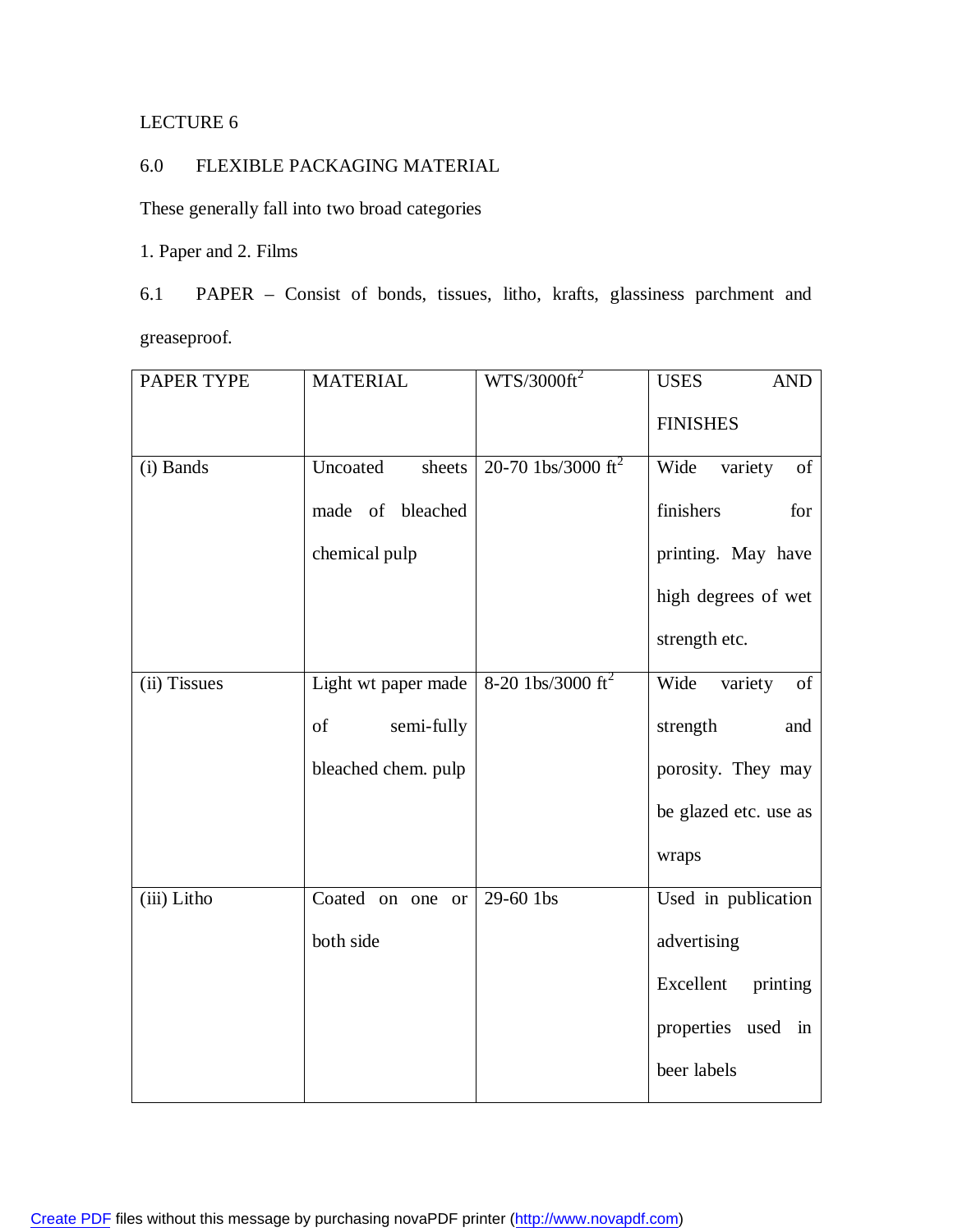LECTURE 6

## 6.0 FLEXIBLE PACKAGING MATERIAL

These generally fall into two broad categories

1. Paper and 2. Films

### 6.1 PAPER – Consist of bonds, tissues, litho, krafts, glassiness parchment and greaseproof.

| PAPER TYPE | MATERIAL | WTS/3000ft$^2$ | USES AND FINISHES |
|---|---|---|---|
| (i) Bands | Uncoated sheets made of bleached chemical pulp | 20-70 1bs/3000 ft$^2$ | Wide variety of finishers for printing. May have high degrees of wet strength etc. |
| (ii) Tissues | Light wt paper made of semi-fully bleached chem. pulp | 8-20 1bs/3000 ft$^2$ | Wide variety of strength and porosity. They may be glazed etc. use as wraps |
| (iii) Litho | Coated on one or both side | 29-60 1bs | Used in publication advertising Excellent printing properties used in beer labels |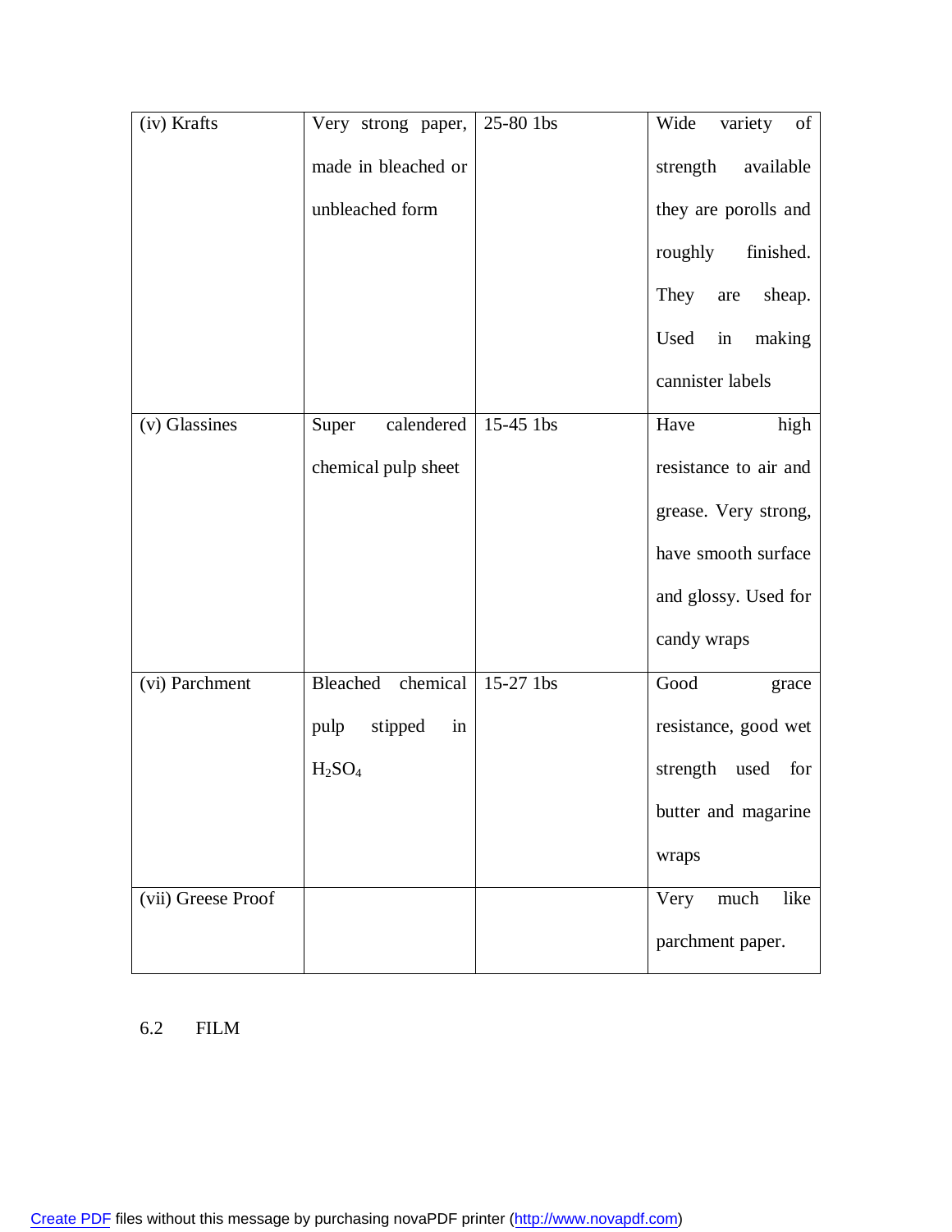| (iv) Krafts | Very strong paper, made in bleached or unbleached form | 25-80 1bs | Wide variety of strength available they are porolls and roughly finished. They are sheap. Used in making cannister labels |
|---|---|---|---|
| (v) Glassines | Super calendered chemical pulp sheet | 15-45 1bs | Have high resistance to air and grease. Very strong, have smooth surface and glossy. Used for candy wraps |
| (vi) Parchment | Bleached chemical pulp stipped in $H_2SO_4$ | 15-27 1bs | Good grace resistance, good wet strength used for butter and magarine wraps |
| (vii) Greese Proof | | | Very much like parchment paper. |

6.2 FILM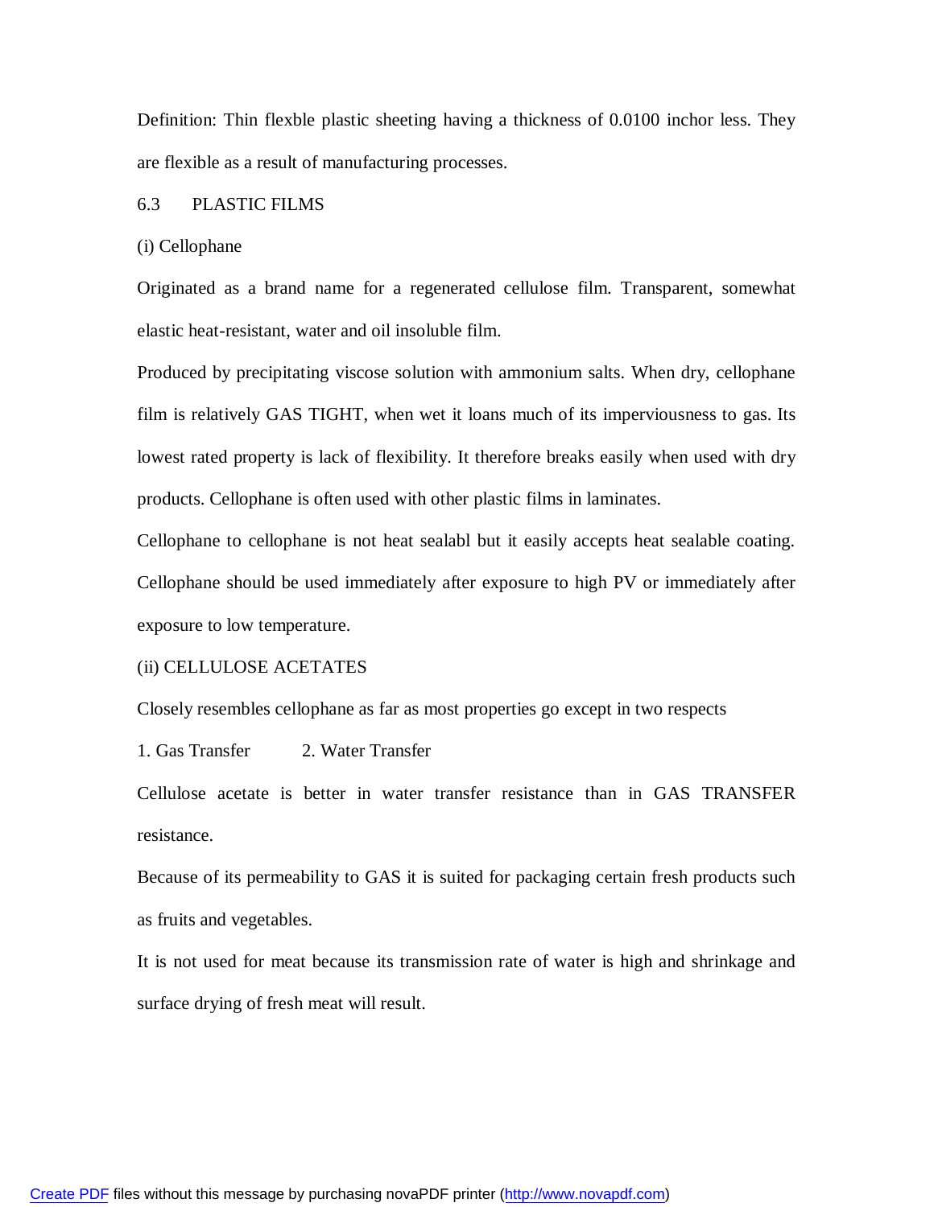Definition: Thin flexble plastic sheeting having a thickness of 0.0100 inchor less. They are flexible as a result of manufacturing processes.

## 6.3 PLASTIC FILMS

### (i) Cellophane

Originated as a brand name for a regenerated cellulose film. Transparent, somewhat elastic heat-resistant, water and oil insoluble film.

Produced by precipitating viscose solution with ammonium salts. When dry, cellophane film is relatively GAS TIGHT, when wet it loans much of its imperviousness to gas. Its lowest rated property is lack of flexibility. It therefore breaks easily when used with dry products. Cellophane is often used with other plastic films in laminates.

Cellophane to cellophane is not heat sealabl but it easily accepts heat sealable coating. Cellophane should be used immediately after exposure to high PV or immediately after exposure to low temperature.

### (ii) CELLULOSE ACETATES

Closely resembles cellophane as far as most properties go except in two respects

1. Gas Transfer
2. Water Transfer

Cellulose acetate is better in water transfer resistance than in GAS TRANSFER resistance.

Because of its permeability to GAS it is suited for packaging certain fresh products such as fruits and vegetables.

It is not used for meat because its transmission rate of water is high and shrinkage and surface drying of fresh meat will result.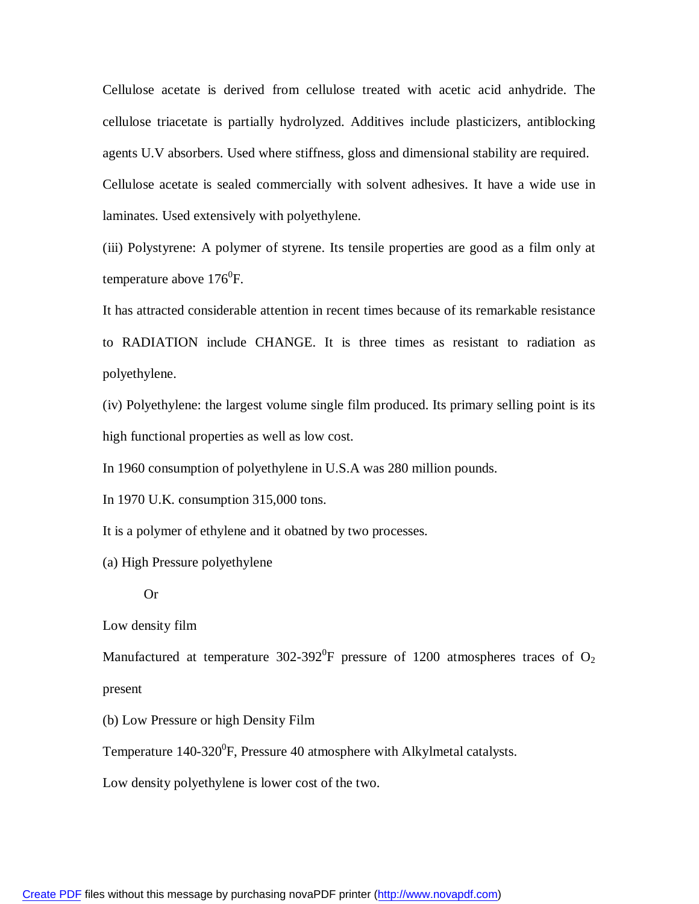Cellulose acetate is derived from cellulose treated with acetic acid anhydride. The cellulose triacetate is partially hydrolyzed. Additives include plasticizers, antiblocking agents U.V absorbers. Used where stiffness, gloss and dimensional stability are required.

Cellulose acetate is sealed commercially with solvent adhesives. It have a wide use in laminates. Used extensively with polyethylene.

(iii) Polystyrene: A polymer of styrene. Its tensile properties are good as a film only at temperature above $176^0$F.

It has attracted considerable attention in recent times because of its remarkable resistance to RADIATION include CHANGE. It is three times as resistant to radiation as polyethylene.

(iv) Polyethylene: the largest volume single film produced. Its primary selling point is its high functional properties as well as low cost.

In 1960 consumption of polyethylene in U.S.A was 280 million pounds.

In 1970 U.K. consumption 315,000 tons.

It is a polymer of ethylene and it obatned by two processes.

(a) High Pressure polyethylene

Or

Low density film

Manufactured at temperature $302\text{-}392^0$F pressure of 1200 atmospheres traces of $O_2$ present

(b) Low Pressure or high Density Film

Temperature $140\text{-}320^0$F, Pressure 40 atmosphere with Alkylmetal catalysts.

Low density polyethylene is lower cost of the two.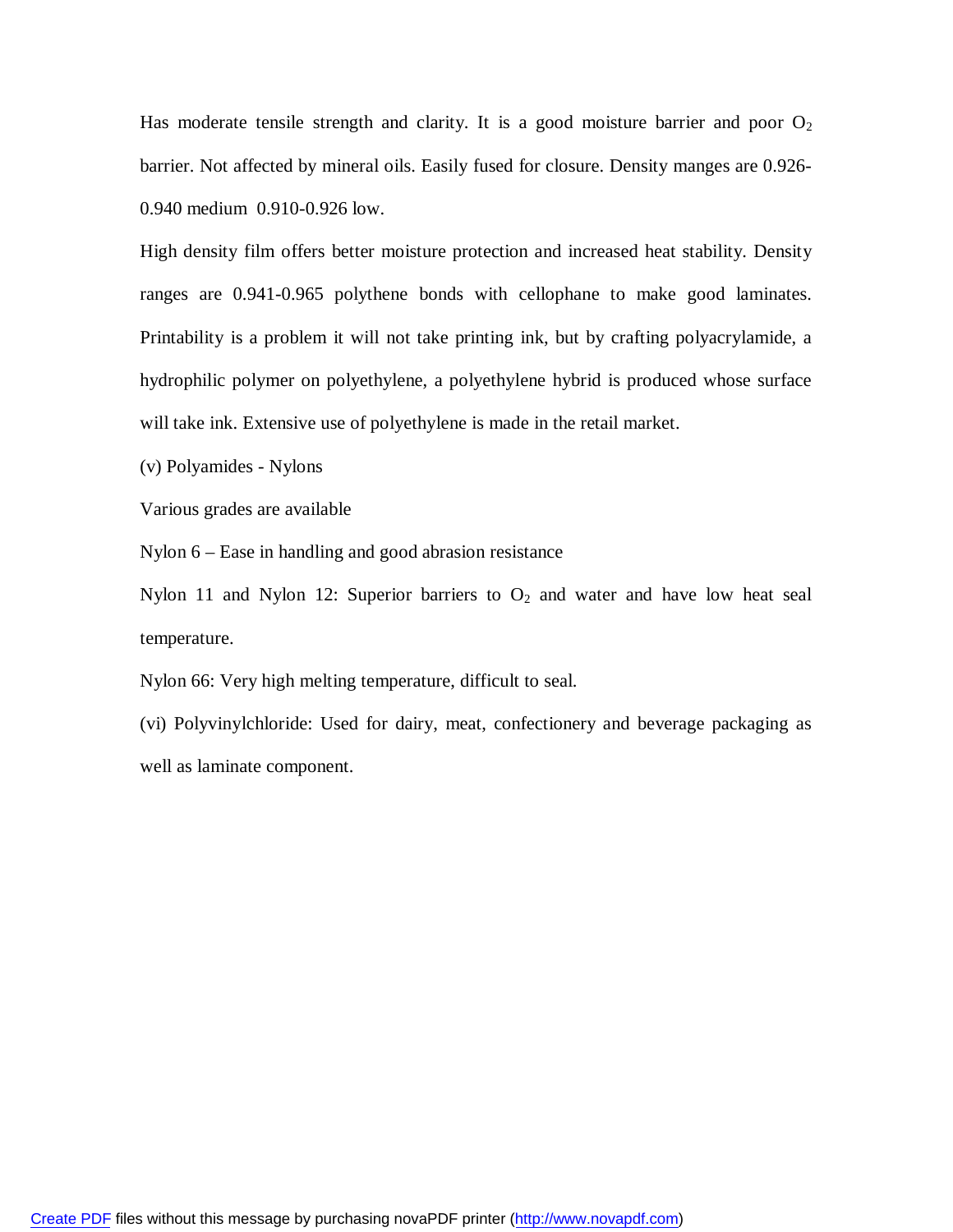Has moderate tensile strength and clarity. It is a good moisture barrier and poor $O_2$ barrier. Not affected by mineral oils. Easily fused for closure. Density manges are 0.926-0.940 medium 0.910-0.926 low.

High density film offers better moisture protection and increased heat stability. Density ranges are 0.941-0.965 polythene bonds with cellophane to make good laminates. Printability is a problem it will not take printing ink, but by crafting polyacrylamide, a hydrophilic polymer on polyethylene, a polyethylene hybrid is produced whose surface will take ink. Extensive use of polyethylene is made in the retail market.

(v) Polyamides - Nylons

Various grades are available

Nylon 6 – Ease in handling and good abrasion resistance

Nylon 11 and Nylon 12: Superior barriers to $O_2$ and water and have low heat seal temperature.

Nylon 66: Very high melting temperature, difficult to seal.

(vi) Polyvinylchloride: Used for dairy, meat, confectionery and beverage packaging as well as laminate component.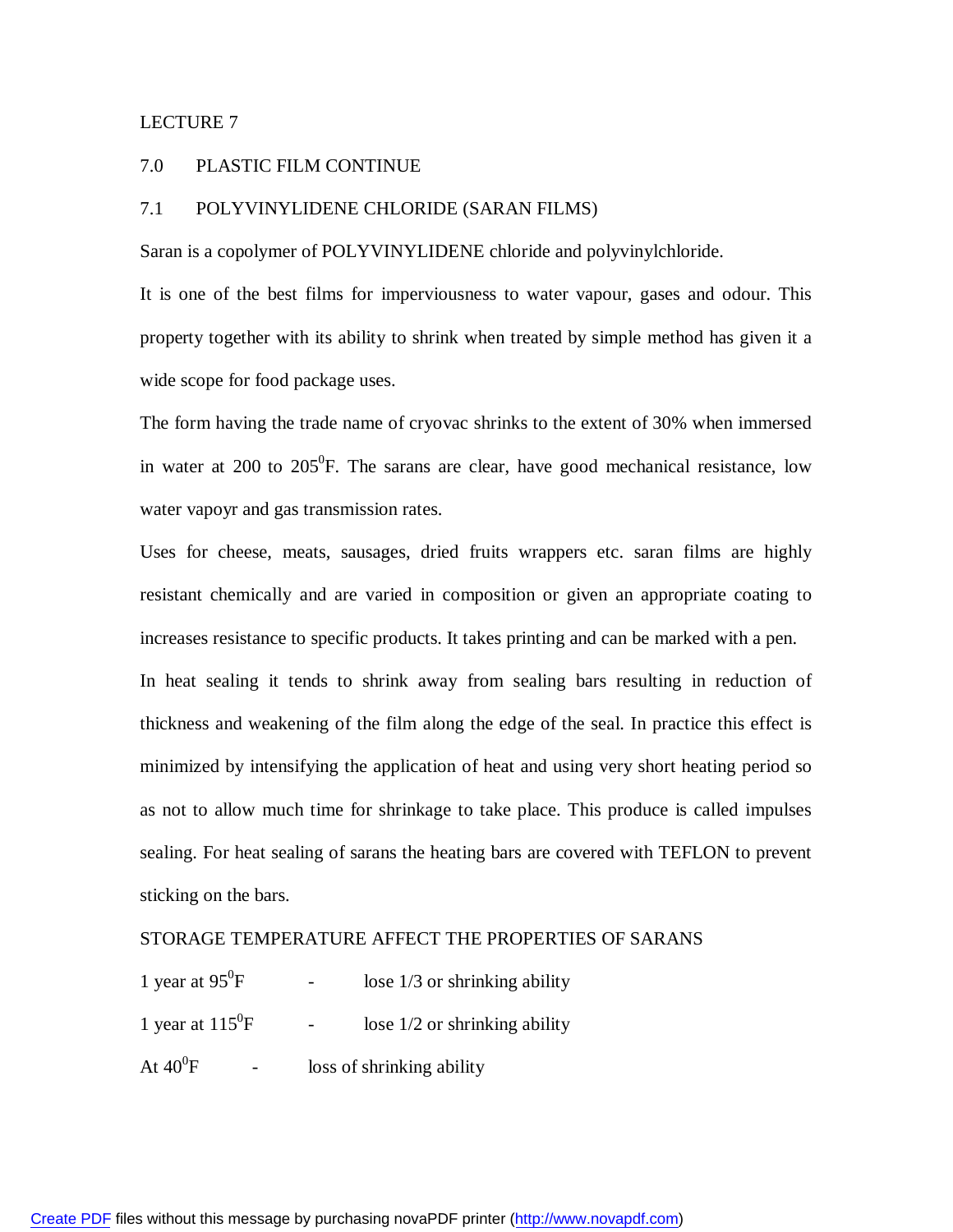# LECTURE 7

## 7.0 PLASTIC FILM CONTINUE

### 7.1 POLYVINYLIDENE CHLORIDE (SARAN FILMS)

Saran is a copolymer of POLYVINYLIDENE chloride and polyvinylchloride.

It is one of the best films for imperviousness to water vapour, gases and odour. This property together with its ability to shrink when treated by simple method has given it a wide scope for food package uses.

The form having the trade name of cryovac shrinks to the extent of 30% when immersed in water at 200 to 205$^0$F. The sarans are clear, have good mechanical resistance, low water vapoyr and gas transmission rates.

Uses for cheese, meats, sausages, dried fruits wrappers etc. saran films are highly resistant chemically and are varied in composition or given an appropriate coating to increases resistance to specific products. It takes printing and can be marked with a pen.

In heat sealing it tends to shrink away from sealing bars resulting in reduction of thickness and weakening of the film along the edge of the seal. In practice this effect is minimized by intensifying the application of heat and using very short heating period so as not to allow much time for shrinkage to take place. This produce is called impulses sealing. For heat sealing of sarans the heating bars are covered with TEFLON to prevent sticking on the bars.

STORAGE TEMPERATURE AFFECT THE PROPERTIES OF SARANS

1 year at 95$^0$F - lose 1/3 or shrinking ability

1 year at 115$^0$F - lose 1/2 or shrinking ability

At 40$^0$F - loss of shrinking ability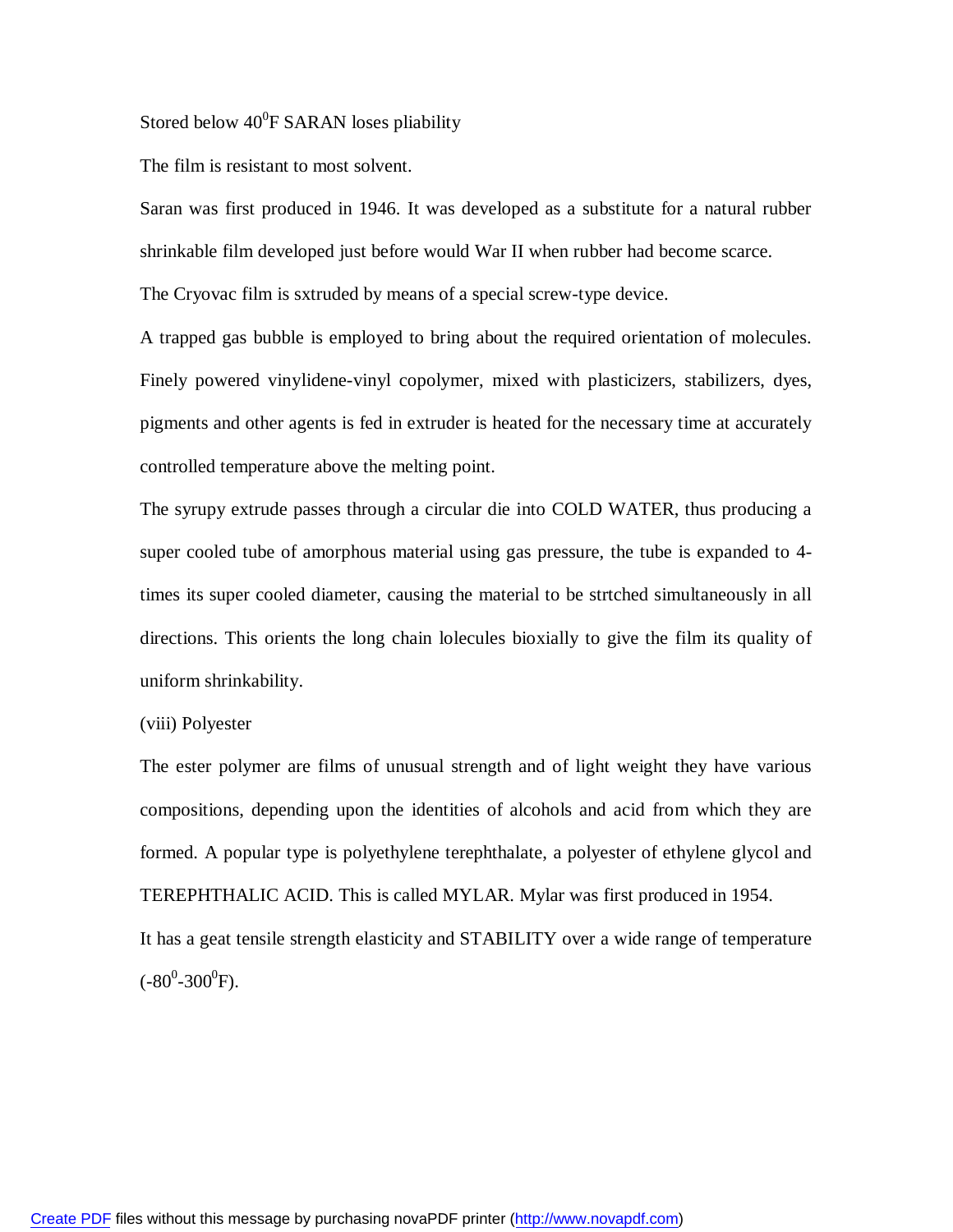Stored below $40^0$F SARAN loses pliability

The film is resistant to most solvent.

Saran was first produced in 1946. It was developed as a substitute for a natural rubber shrinkable film developed just before would War II when rubber had become scarce.

The Cryovac film is sxtruded by means of a special screw-type device.

A trapped gas bubble is employed to bring about the required orientation of molecules. Finely powered vinylidene-vinyl copolymer, mixed with plasticizers, stabilizers, dyes, pigments and other agents is fed in extruder is heated for the necessary time at accurately controlled temperature above the melting point.

The syrupy extrude passes through a circular die into COLD WATER, thus producing a super cooled tube of amorphous material using gas pressure, the tube is expanded to 4-times its super cooled diameter, causing the material to be strtched simultaneously in all directions. This orients the long chain lolecules bioxially to give the film its quality of uniform shrinkability.

(viii) Polyester

The ester polymer are films of unusual strength and of light weight they have various compositions, depending upon the identities of alcohols and acid from which they are formed. A popular type is polyethylene terephthalate, a polyester of ethylene glycol and TEREPHTHALIC ACID. This is called MYLAR. Mylar was first produced in 1954.

It has a geat tensile strength elasticity and STABILITY over a wide range of temperature ($-80^0$-$300^0$F).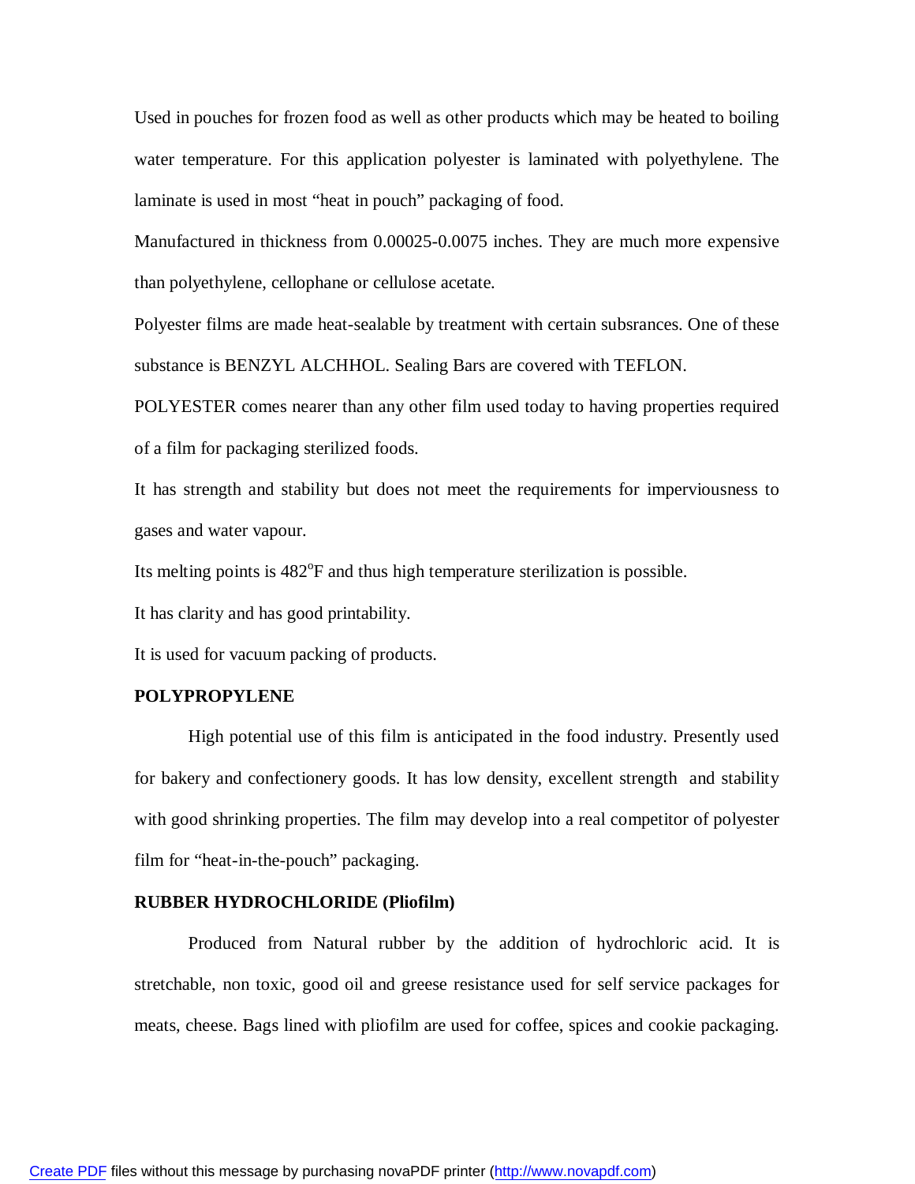Used in pouches for frozen food as well as other products which may be heated to boiling water temperature. For this application polyester is laminated with polyethylene. The laminate is used in most "heat in pouch" packaging of food.

Manufactured in thickness from 0.00025-0.0075 inches. They are much more expensive than polyethylene, cellophane or cellulose acetate.

Polyester films are made heat-sealable by treatment with certain subsrances. One of these substance is BENZYL ALCHHOL. Sealing Bars are covered with TEFLON.

POLYESTER comes nearer than any other film used today to having properties required of a film for packaging sterilized foods.

It has strength and stability but does not meet the requirements for imperviousness to gases and water vapour.

Its melting points is 482$^{o}$F and thus high temperature sterilization is possible.

It has clarity and has good printability.

It is used for vacuum packing of products.

**POLYPROPYLENE**

High potential use of this film is anticipated in the food industry. Presently used for bakery and confectionery goods. It has low density, excellent strength and stability with good shrinking properties. The film may develop into a real competitor of polyester film for "heat-in-the-pouch" packaging.

**RUBBER HYDROCHLORIDE (Pliofilm)**

Produced from Natural rubber by the addition of hydrochloric acid. It is stretchable, non toxic, good oil and greese resistance used for self service packages for meats, cheese. Bags lined with pliofilm are used for coffee, spices and cookie packaging.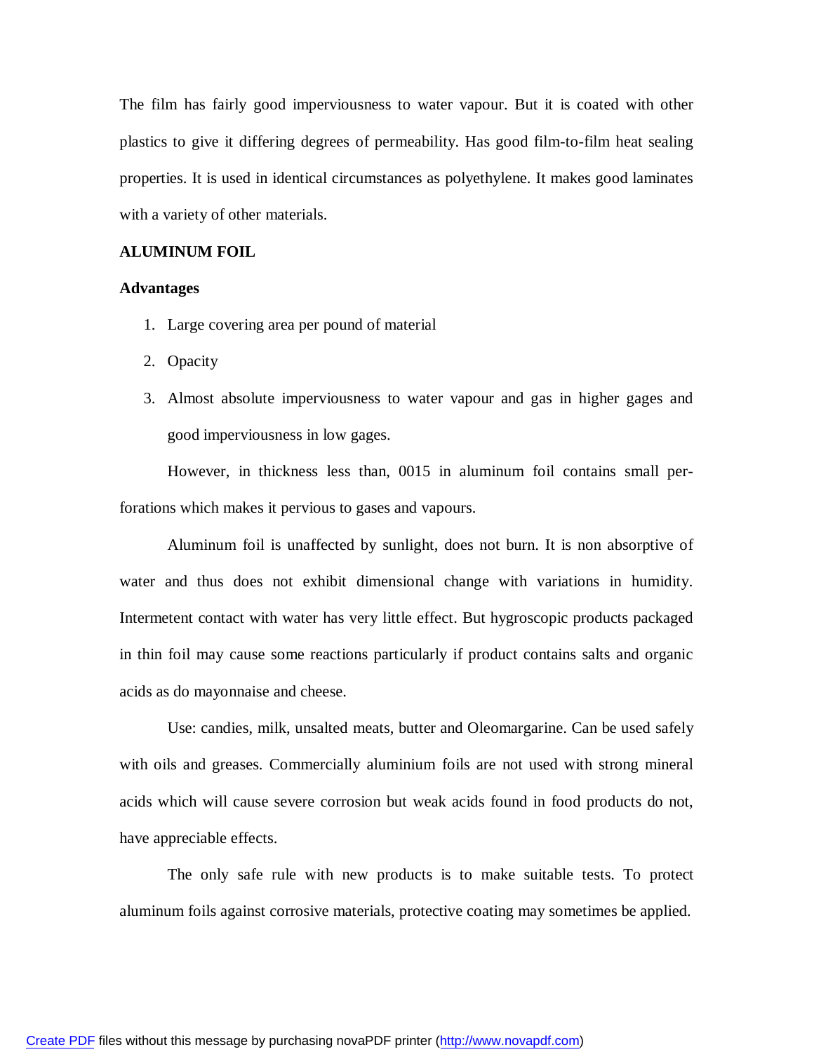The film has fairly good imperviousness to water vapour. But it is coated with other plastics to give it differing degrees of permeability. Has good film-to-film heat sealing properties. It is used in identical circumstances as polyethylene. It makes good laminates with a variety of other materials.

**ALUMINUM FOIL**

**Advantages**

1. Large covering area per pound of material
2. Opacity
3. Almost absolute imperviousness to water vapour and gas in higher gages and good imperviousness in low gages.

However, in thickness less than, 0015 in aluminum foil contains small perforations which makes it pervious to gases and vapours.

Aluminum foil is unaffected by sunlight, does not burn. It is non absorptive of water and thus does not exhibit dimensional change with variations in humidity. Intermetent contact with water has very little effect. But hygroscopic products packaged in thin foil may cause some reactions particularly if product contains salts and organic acids as do mayonnaise and cheese.

Use: candies, milk, unsalted meats, butter and Oleomargarine. Can be used safely with oils and greases. Commercially aluminium foils are not used with strong mineral acids which will cause severe corrosion but weak acids found in food products do not, have appreciable effects.

The only safe rule with new products is to make suitable tests. To protect aluminum foils against corrosive materials, protective coating may sometimes be applied.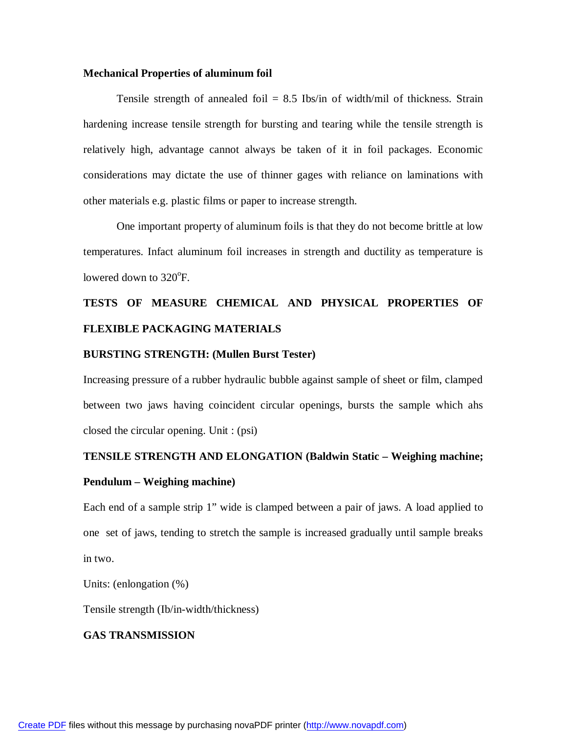**Mechanical Properties of aluminum foil**

Tensile strength of annealed foil = 8.5 Ibs/in of width/mil of thickness. Strain hardening increase tensile strength for bursting and tearing while the tensile strength is relatively high, advantage cannot always be taken of it in foil packages. Economic considerations may dictate the use of thinner gages with reliance on laminations with other materials e.g. plastic films or paper to increase strength.

One important property of aluminum foils is that they do not become brittle at low temperatures. Infact aluminum foil increases in strength and ductility as temperature is lowered down to 320$^{o}$F.

**TESTS OF MEASURE CHEMICAL AND PHYSICAL PROPERTIES OF FLEXIBLE PACKAGING MATERIALS**

**BURSTING STRENGTH: (Mullen Burst Tester)**

Increasing pressure of a rubber hydraulic bubble against sample of sheet or film, clamped between two jaws having coincident circular openings, bursts the sample which ahs closed the circular opening. Unit : (psi)

**TENSILE STRENGTH AND ELONGATION (Baldwin Static – Weighing machine; Pendulum – Weighing machine)**

Each end of a sample strip 1" wide is clamped between a pair of jaws. A load applied to one set of jaws, tending to stretch the sample is increased gradually until sample breaks in two.

Units: (enlongation (%)

Tensile strength (Ib/in-width/thickness)

**GAS TRANSMISSION**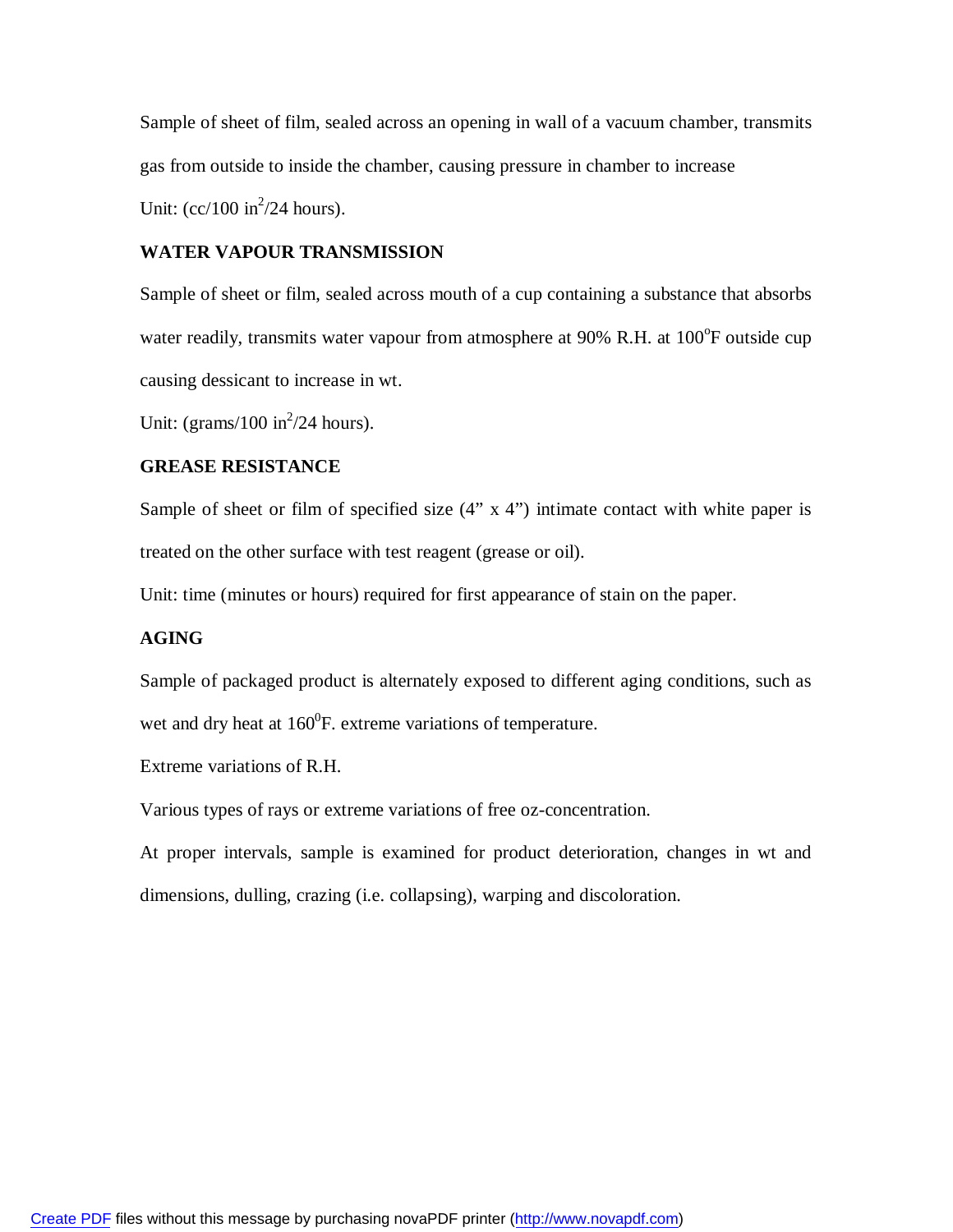Sample of sheet of film, sealed across an opening in wall of a vacuum chamber, transmits gas from outside to inside the chamber, causing pressure in chamber to increase

Unit: (cc/100 $in^2$/24 hours).

**WATER VAPOUR TRANSMISSION**

Sample of sheet or film, sealed across mouth of a cup containing a substance that absorbs water readily, transmits water vapour from atmosphere at 90% R.H. at $100^oF$ outside cup causing dessicant to increase in wt.

Unit: (grams/100 $in^2$/24 hours).

**GREASE RESISTANCE**

Sample of sheet or film of specified size (4" x 4") intimate contact with white paper is treated on the other surface with test reagent (grease or oil).

Unit: time (minutes or hours) required for first appearance of stain on the paper.

**AGING**

Sample of packaged product is alternately exposed to different aging conditions, such as wet and dry heat at $160^0F$. extreme variations of temperature.

Extreme variations of R.H.

Various types of rays or extreme variations of free oz-concentration.

At proper intervals, sample is examined for product deterioration, changes in wt and dimensions, dulling, crazing (i.e. collapsing), warping and discoloration.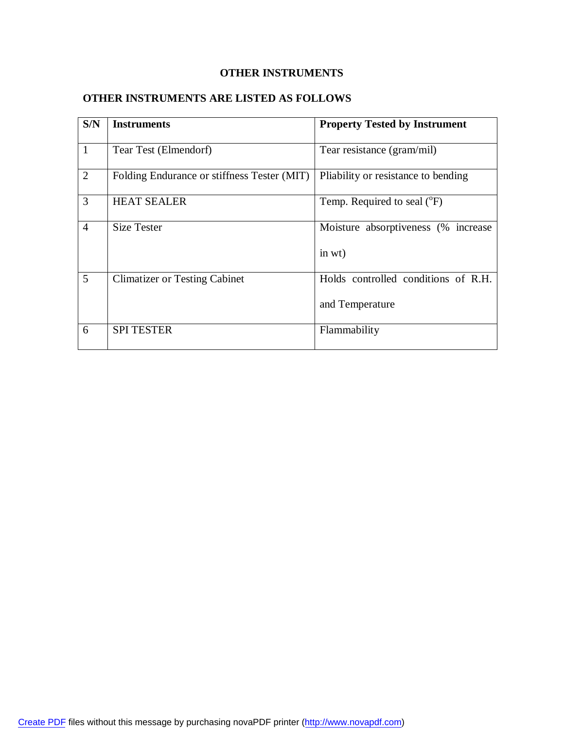# OTHER INSTRUMENTS

## OTHER INSTRUMENTS ARE LISTED AS FOLLOWS

| S/N | Instruments | Property Tested by Instrument |
|---|---|---|
| 1 | Tear Test (Elmendorf) | Tear resistance (gram/mil) |
| 2 | Folding Endurance or stiffness Tester (MIT) | Pliability or resistance to bending |
| 3 | HEAT SEALER | Temp. Required to seal ($^{o}$F) |
| 4 | Size Tester | Moisture absorptiveness (% increase in wt) |
| 5 | Climatizer or Testing Cabinet | Holds controlled conditions of R.H. and Temperature |
| 6 | SPI TESTER | Flammability |